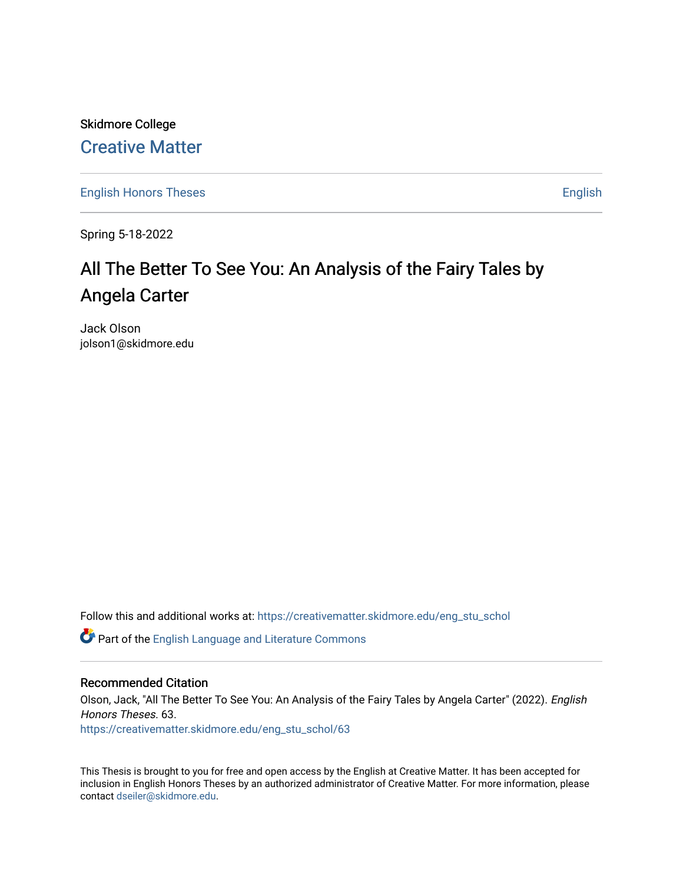Skidmore College

# Creative Matter

English Honors Theses | English

Spring 5-18-2022

## All The Better To See You: An Analysis of the Fairy Tales by Angela Carter

Jack Olson
jolson1@skidmore.edu

Follow this and additional works at: https://creativematter.skidmore.edu/eng_stu_schol

Part of the English Language and Literature Commons

### Recommended Citation

Olson, Jack, "All The Better To See You: An Analysis of the Fairy Tales by Angela Carter" (2022). *English Honors Theses*. 63.
https://creativematter.skidmore.edu/eng_stu_schol/63

This Thesis is brought to you for free and open access by the English at Creative Matter. It has been accepted for inclusion in English Honors Theses by an authorized administrator of Creative Matter. For more information, please contact dseiler@skidmore.edu.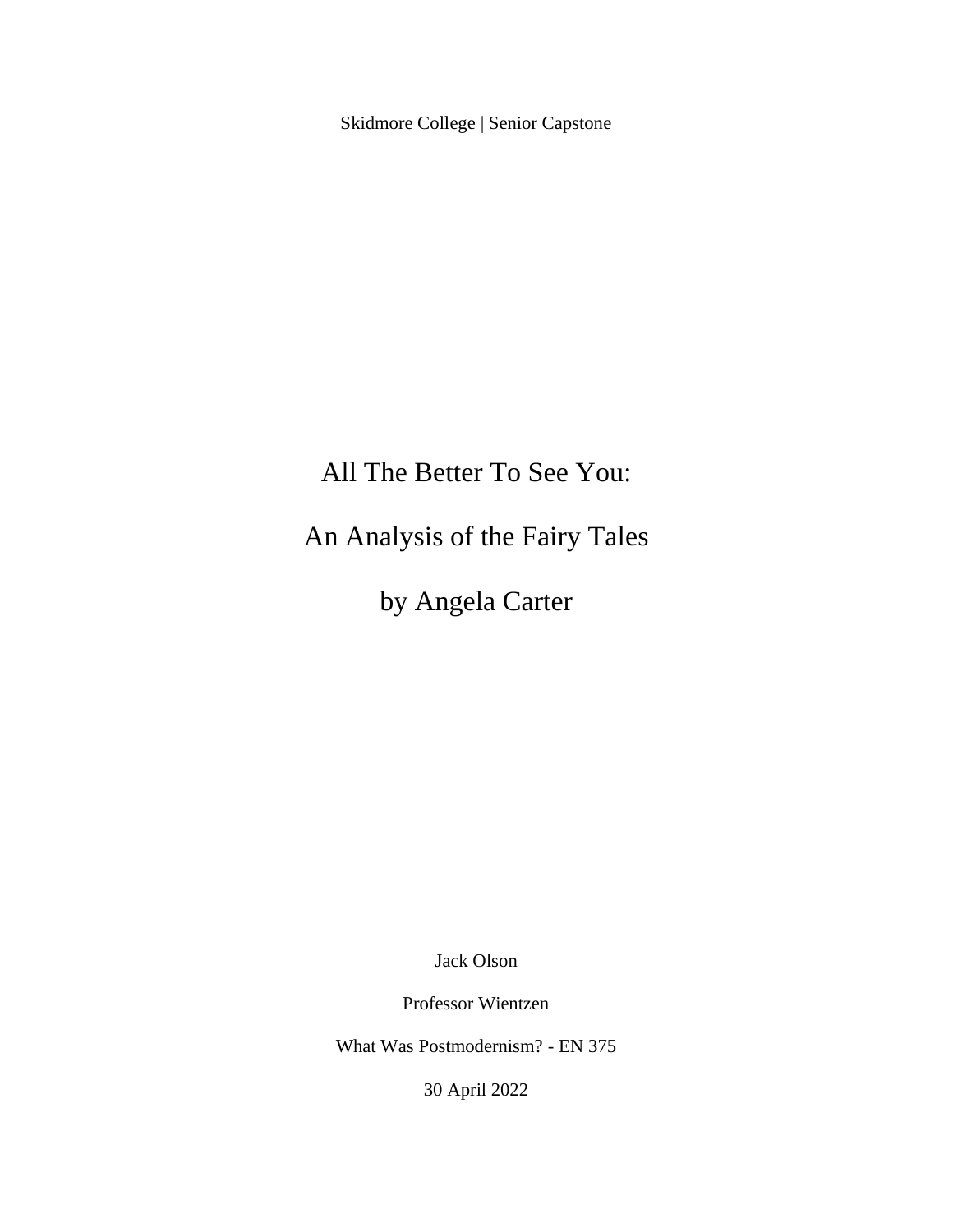Skidmore College | Senior Capstone

# All The Better To See You:

# An Analysis of the Fairy Tales

# by Angela Carter

Jack Olson

Professor Wientzen

What Was Postmodernism? - EN 375

30 April 2022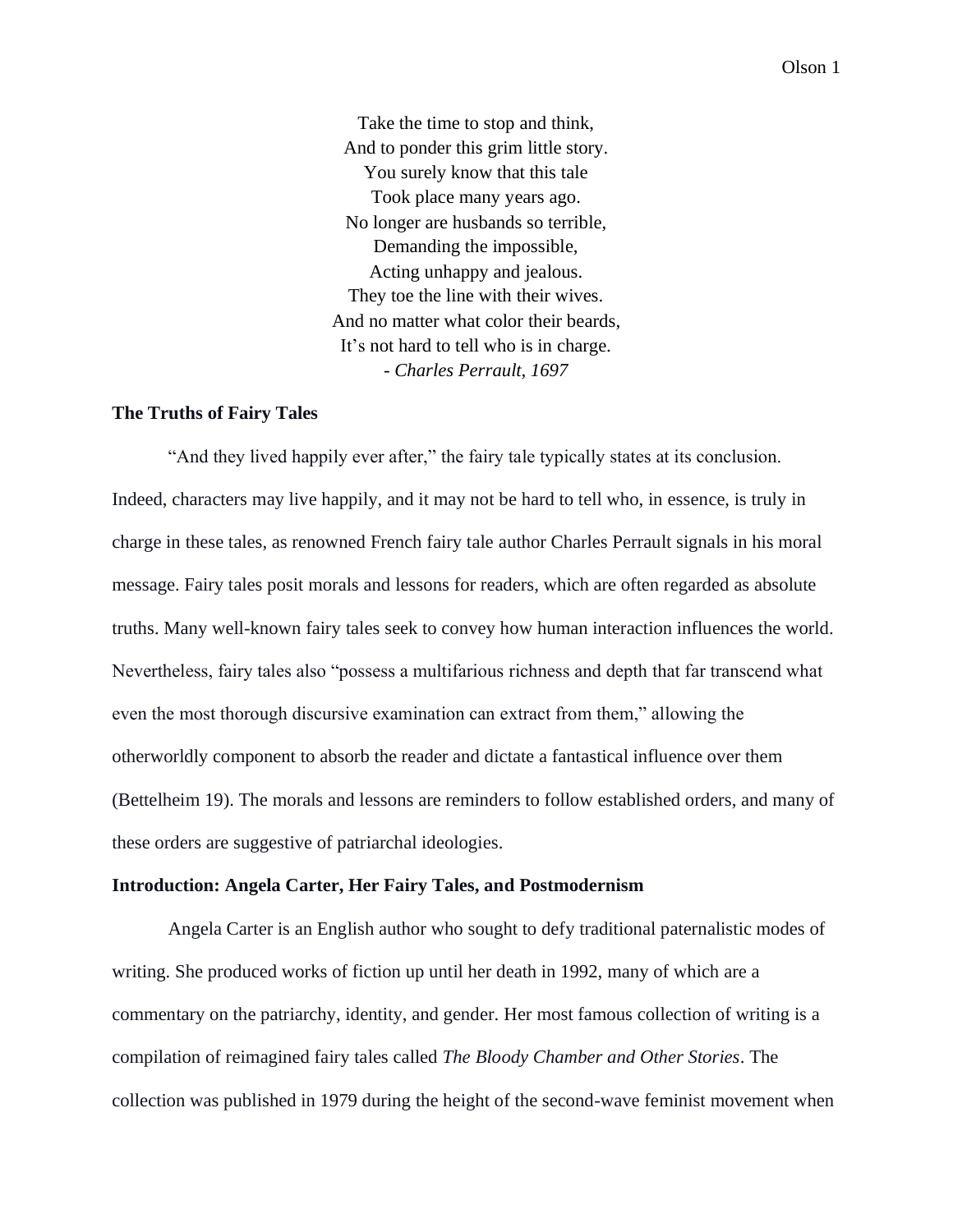Take the time to stop and think,  
And to ponder this grim little story.  
You surely know that this tale  
Took place many years ago.  
No longer are husbands so terrible,  
Demanding the impossible,  
Acting unhappy and jealous.  
They toe the line with their wives.  
And no matter what color their beards,  
It's not hard to tell who is in charge.  
- *Charles Perrault, 1697*

**The Truths of Fairy Tales**

"And they lived happily ever after," the fairy tale typically states at its conclusion. Indeed, characters may live happily, and it may not be hard to tell who, in essence, is truly in charge in these tales, as renowned French fairy tale author Charles Perrault signals in his moral message. Fairy tales posit morals and lessons for readers, which are often regarded as absolute truths. Many well-known fairy tales seek to convey how human interaction influences the world. Nevertheless, fairy tales also "possess a multifarious richness and depth that far transcend what even the most thorough discursive examination can extract from them," allowing the otherworldly component to absorb the reader and dictate a fantastical influence over them (Bettelheim 19). The morals and lessons are reminders to follow established orders, and many of these orders are suggestive of patriarchal ideologies.

**Introduction: Angela Carter, Her Fairy Tales, and Postmodernism**

Angela Carter is an English author who sought to defy traditional paternalistic modes of writing. She produced works of fiction up until her death in 1992, many of which are a commentary on the patriarchy, identity, and gender. Her most famous collection of writing is a compilation of reimagined fairy tales called *The Bloody Chamber and Other Stories*. The collection was published in 1979 during the height of the second-wave feminist movement when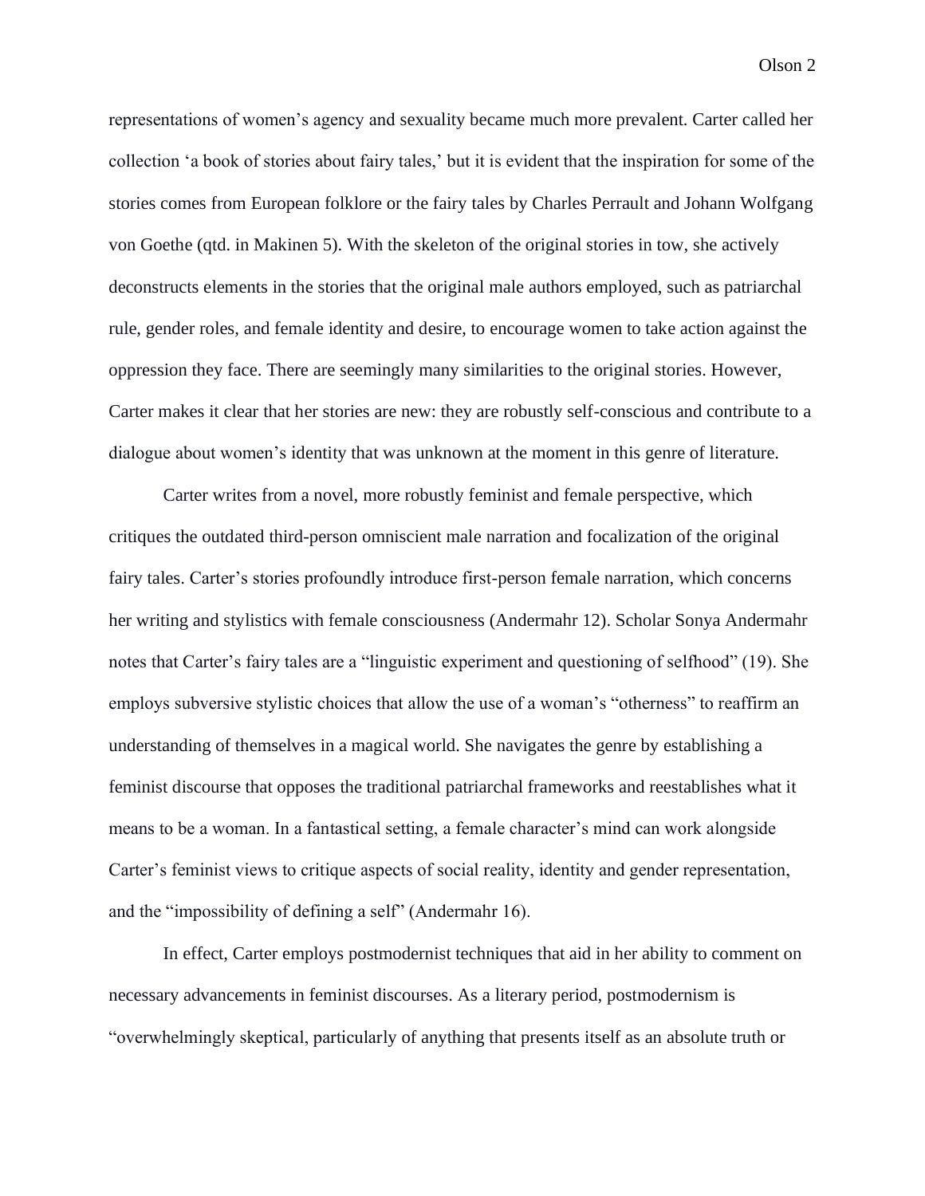representations of women's agency and sexuality became much more prevalent. Carter called her collection 'a book of stories about fairy tales,' but it is evident that the inspiration for some of the stories comes from European folklore or the fairy tales by Charles Perrault and Johann Wolfgang von Goethe (qtd. in Makinen 5). With the skeleton of the original stories in tow, she actively deconstructs elements in the stories that the original male authors employed, such as patriarchal rule, gender roles, and female identity and desire, to encourage women to take action against the oppression they face. There are seemingly many similarities to the original stories. However, Carter makes it clear that her stories are new: they are robustly self-conscious and contribute to a dialogue about women's identity that was unknown at the moment in this genre of literature.

Carter writes from a novel, more robustly feminist and female perspective, which critiques the outdated third-person omniscient male narration and focalization of the original fairy tales. Carter's stories profoundly introduce first-person female narration, which concerns her writing and stylistics with female consciousness (Andermahr 12). Scholar Sonya Andermahr notes that Carter's fairy tales are a "linguistic experiment and questioning of selfhood" (19). She employs subversive stylistic choices that allow the use of a woman's "otherness" to reaffirm an understanding of themselves in a magical world. She navigates the genre by establishing a feminist discourse that opposes the traditional patriarchal frameworks and reestablishes what it means to be a woman. In a fantastical setting, a female character's mind can work alongside Carter's feminist views to critique aspects of social reality, identity and gender representation, and the "impossibility of defining a self" (Andermahr 16).

In effect, Carter employs postmodernist techniques that aid in her ability to comment on necessary advancements in feminist discourses. As a literary period, postmodernism is "overwhelmingly skeptical, particularly of anything that presents itself as an absolute truth or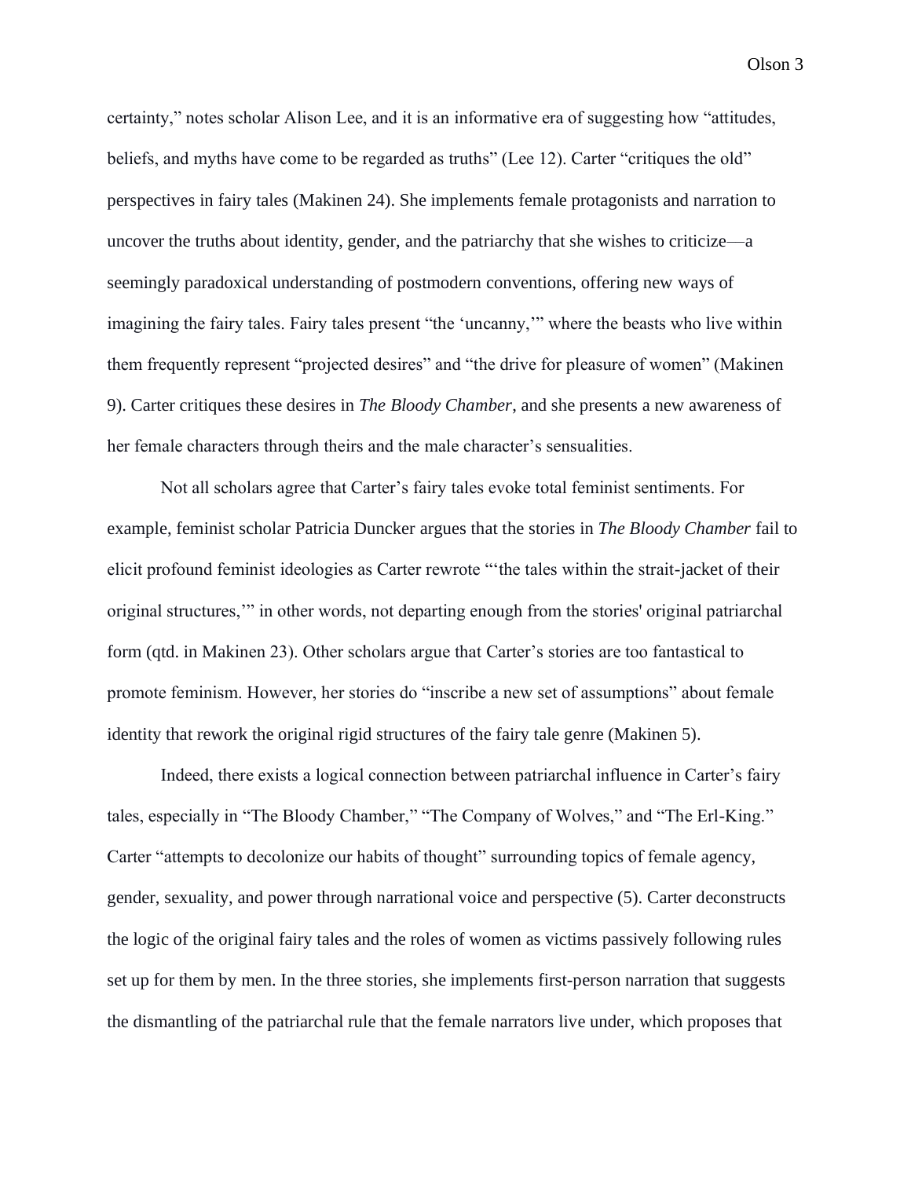certainty," notes scholar Alison Lee, and it is an informative era of suggesting how "attitudes, beliefs, and myths have come to be regarded as truths" (Lee 12). Carter "critiques the old" perspectives in fairy tales (Makinen 24). She implements female protagonists and narration to uncover the truths about identity, gender, and the patriarchy that she wishes to criticize—a seemingly paradoxical understanding of postmodern conventions, offering new ways of imagining the fairy tales. Fairy tales present "the 'uncanny,'" where the beasts who live within them frequently represent "projected desires" and "the drive for pleasure of women" (Makinen 9). Carter critiques these desires in *The Bloody Chamber*, and she presents a new awareness of her female characters through theirs and the male character's sensualities.

Not all scholars agree that Carter's fairy tales evoke total feminist sentiments. For example, feminist scholar Patricia Duncker argues that the stories in *The Bloody Chamber* fail to elicit profound feminist ideologies as Carter rewrote "'the tales within the strait-jacket of their original structures,'" in other words, not departing enough from the stories' original patriarchal form (qtd. in Makinen 23). Other scholars argue that Carter's stories are too fantastical to promote feminism. However, her stories do "inscribe a new set of assumptions" about female identity that rework the original rigid structures of the fairy tale genre (Makinen 5).

Indeed, there exists a logical connection between patriarchal influence in Carter's fairy tales, especially in "The Bloody Chamber," "The Company of Wolves," and "The Erl-King." Carter "attempts to decolonize our habits of thought" surrounding topics of female agency, gender, sexuality, and power through narrational voice and perspective (5). Carter deconstructs the logic of the original fairy tales and the roles of women as victims passively following rules set up for them by men. In the three stories, she implements first-person narration that suggests the dismantling of the patriarchal rule that the female narrators live under, which proposes that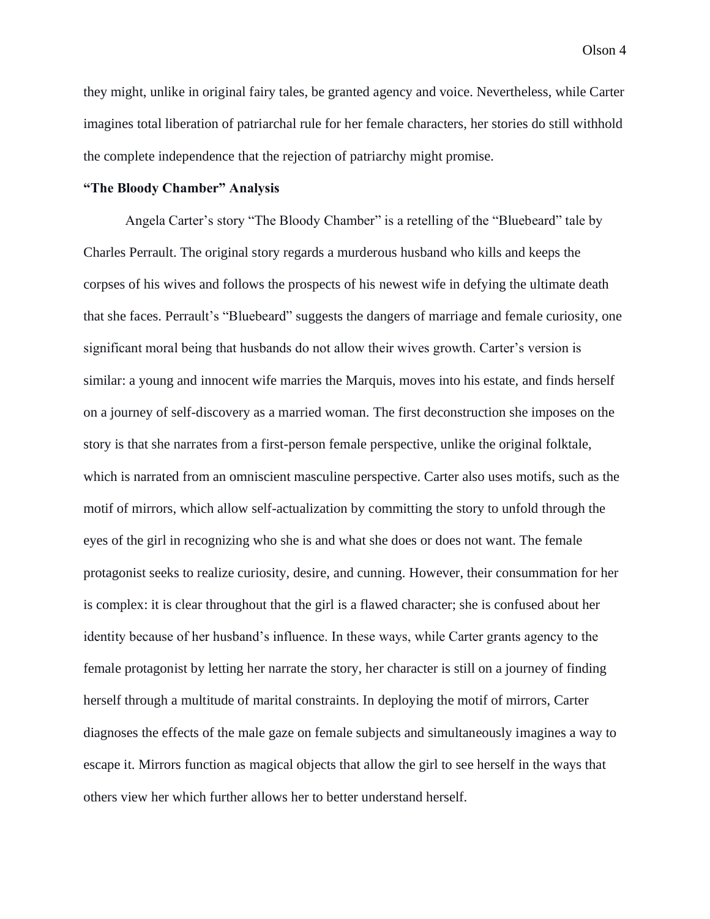they might, unlike in original fairy tales, be granted agency and voice. Nevertheless, while Carter imagines total liberation of patriarchal rule for her female characters, her stories do still withhold the complete independence that the rejection of patriarchy might promise.

**"The Bloody Chamber" Analysis**

Angela Carter's story "The Bloody Chamber" is a retelling of the "Bluebeard" tale by Charles Perrault. The original story regards a murderous husband who kills and keeps the corpses of his wives and follows the prospects of his newest wife in defying the ultimate death that she faces. Perrault's "Bluebeard" suggests the dangers of marriage and female curiosity, one significant moral being that husbands do not allow their wives growth. Carter's version is similar: a young and innocent wife marries the Marquis, moves into his estate, and finds herself on a journey of self-discovery as a married woman. The first deconstruction she imposes on the story is that she narrates from a first-person female perspective, unlike the original folktale, which is narrated from an omniscient masculine perspective. Carter also uses motifs, such as the motif of mirrors, which allow self-actualization by committing the story to unfold through the eyes of the girl in recognizing who she is and what she does or does not want. The female protagonist seeks to realize curiosity, desire, and cunning. However, their consummation for her is complex: it is clear throughout that the girl is a flawed character; she is confused about her identity because of her husband's influence. In these ways, while Carter grants agency to the female protagonist by letting her narrate the story, her character is still on a journey of finding herself through a multitude of marital constraints. In deploying the motif of mirrors, Carter diagnoses the effects of the male gaze on female subjects and simultaneously imagines a way to escape it. Mirrors function as magical objects that allow the girl to see herself in the ways that others view her which further allows her to better understand herself.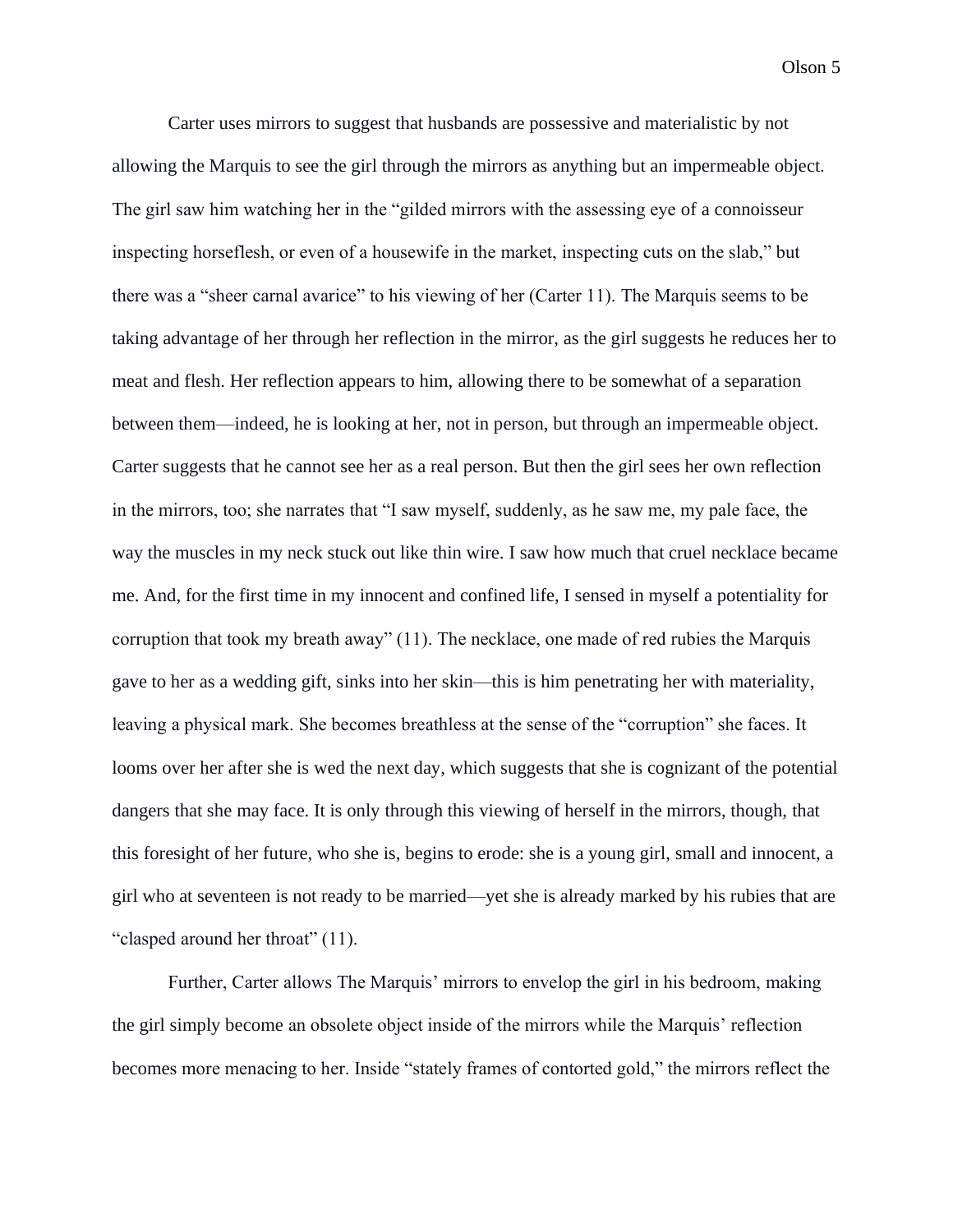Carter uses mirrors to suggest that husbands are possessive and materialistic by not allowing the Marquis to see the girl through the mirrors as anything but an impermeable object. The girl saw him watching her in the "gilded mirrors with the assessing eye of a connoisseur inspecting horseflesh, or even of a housewife in the market, inspecting cuts on the slab," but there was a "sheer carnal avarice" to his viewing of her (Carter 11). The Marquis seems to be taking advantage of her through her reflection in the mirror, as the girl suggests he reduces her to meat and flesh. Her reflection appears to him, allowing there to be somewhat of a separation between them—indeed, he is looking at her, not in person, but through an impermeable object. Carter suggests that he cannot see her as a real person. But then the girl sees her own reflection in the mirrors, too; she narrates that "I saw myself, suddenly, as he saw me, my pale face, the way the muscles in my neck stuck out like thin wire. I saw how much that cruel necklace became me. And, for the first time in my innocent and confined life, I sensed in myself a potentiality for corruption that took my breath away" (11). The necklace, one made of red rubies the Marquis gave to her as a wedding gift, sinks into her skin—this is him penetrating her with materiality, leaving a physical mark. She becomes breathless at the sense of the "corruption" she faces. It looms over her after she is wed the next day, which suggests that she is cognizant of the potential dangers that she may face. It is only through this viewing of herself in the mirrors, though, that this foresight of her future, who she is, begins to erode: she is a young girl, small and innocent, a girl who at seventeen is not ready to be married—yet she is already marked by his rubies that are "clasped around her throat" (11).

Further, Carter allows The Marquis' mirrors to envelop the girl in his bedroom, making the girl simply become an obsolete object inside of the mirrors while the Marquis' reflection becomes more menacing to her. Inside "stately frames of contorted gold," the mirrors reflect the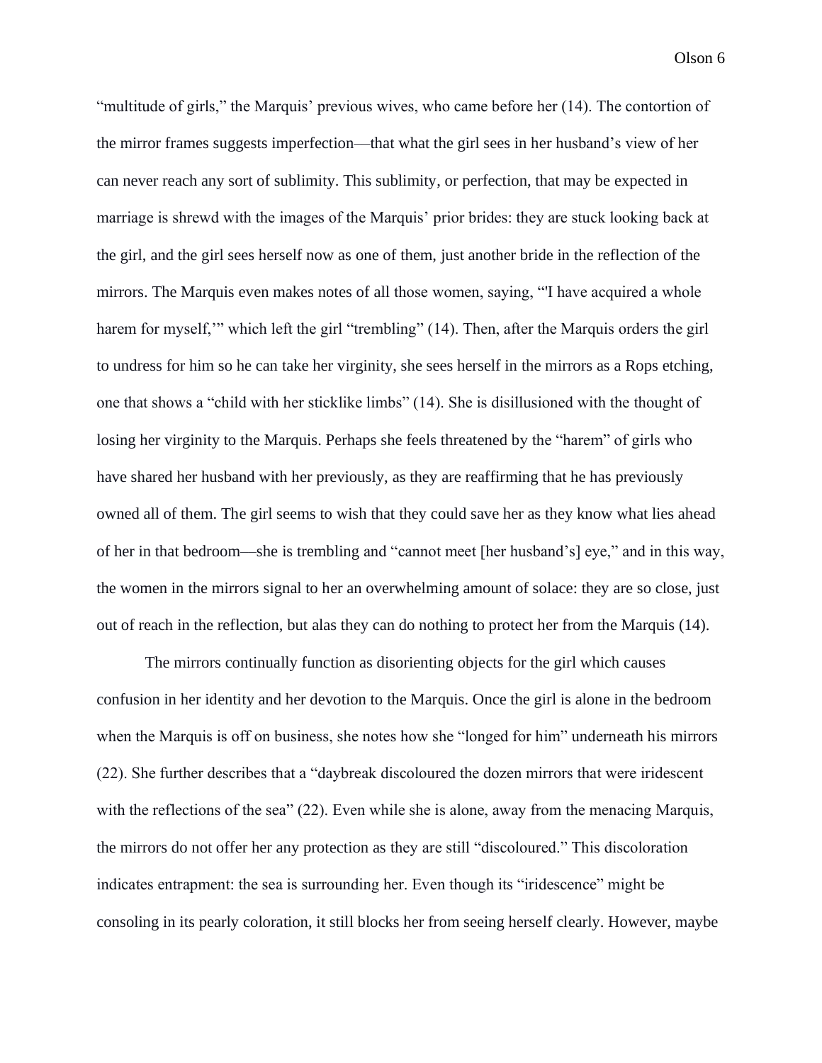"multitude of girls," the Marquis' previous wives, who came before her (14). The contortion of the mirror frames suggests imperfection—that what the girl sees in her husband's view of her can never reach any sort of sublimity. This sublimity, or perfection, that may be expected in marriage is shrewd with the images of the Marquis' prior brides: they are stuck looking back at the girl, and the girl sees herself now as one of them, just another bride in the reflection of the mirrors. The Marquis even makes notes of all those women, saying, "'I have acquired a whole harem for myself,'" which left the girl "trembling" (14). Then, after the Marquis orders the girl to undress for him so he can take her virginity, she sees herself in the mirrors as a Rops etching, one that shows a "child with her sticklike limbs" (14). She is disillusioned with the thought of losing her virginity to the Marquis. Perhaps she feels threatened by the "harem" of girls who have shared her husband with her previously, as they are reaffirming that he has previously owned all of them. The girl seems to wish that they could save her as they know what lies ahead of her in that bedroom—she is trembling and "cannot meet [her husband's] eye," and in this way, the women in the mirrors signal to her an overwhelming amount of solace: they are so close, just out of reach in the reflection, but alas they can do nothing to protect her from the Marquis (14).

The mirrors continually function as disorienting objects for the girl which causes confusion in her identity and her devotion to the Marquis. Once the girl is alone in the bedroom when the Marquis is off on business, she notes how she "longed for him" underneath his mirrors (22). She further describes that a "daybreak discoloured the dozen mirrors that were iridescent with the reflections of the sea" (22). Even while she is alone, away from the menacing Marquis, the mirrors do not offer her any protection as they are still "discoloured." This discoloration indicates entrapment: the sea is surrounding her. Even though its "iridescence" might be consoling in its pearly coloration, it still blocks her from seeing herself clearly. However, maybe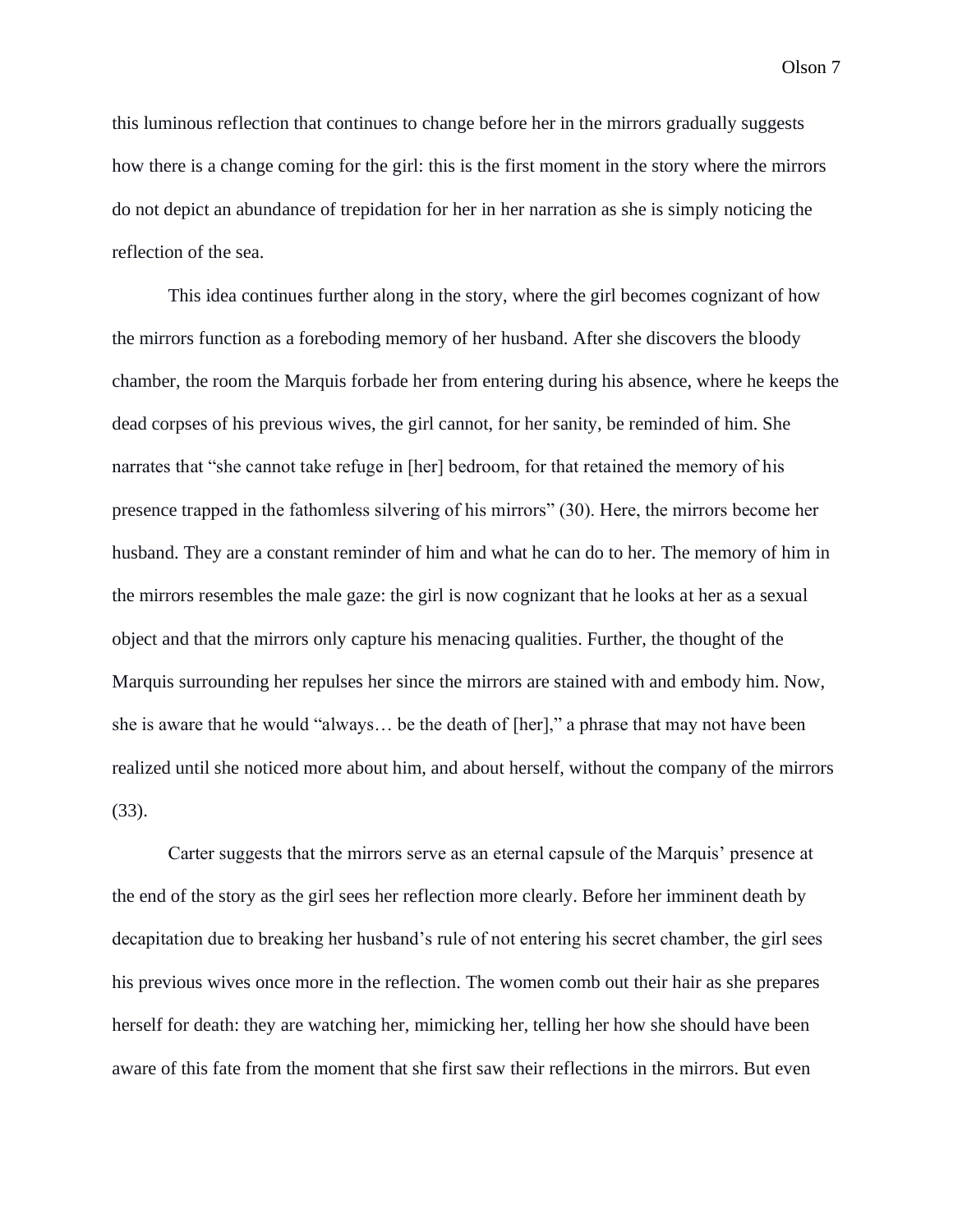this luminous reflection that continues to change before her in the mirrors gradually suggests how there is a change coming for the girl: this is the first moment in the story where the mirrors do not depict an abundance of trepidation for her in her narration as she is simply noticing the reflection of the sea.

This idea continues further along in the story, where the girl becomes cognizant of how the mirrors function as a foreboding memory of her husband. After she discovers the bloody chamber, the room the Marquis forbade her from entering during his absence, where he keeps the dead corpses of his previous wives, the girl cannot, for her sanity, be reminded of him. She narrates that "she cannot take refuge in [her] bedroom, for that retained the memory of his presence trapped in the fathomless silvering of his mirrors" (30). Here, the mirrors become her husband. They are a constant reminder of him and what he can do to her. The memory of him in the mirrors resembles the male gaze: the girl is now cognizant that he looks at her as a sexual object and that the mirrors only capture his menacing qualities. Further, the thought of the Marquis surrounding her repulses her since the mirrors are stained with and embody him. Now, she is aware that he would "always… be the death of [her]," a phrase that may not have been realized until she noticed more about him, and about herself, without the company of the mirrors (33).

Carter suggests that the mirrors serve as an eternal capsule of the Marquis' presence at the end of the story as the girl sees her reflection more clearly. Before her imminent death by decapitation due to breaking her husband's rule of not entering his secret chamber, the girl sees his previous wives once more in the reflection. The women comb out their hair as she prepares herself for death: they are watching her, mimicking her, telling her how she should have been aware of this fate from the moment that she first saw their reflections in the mirrors. But even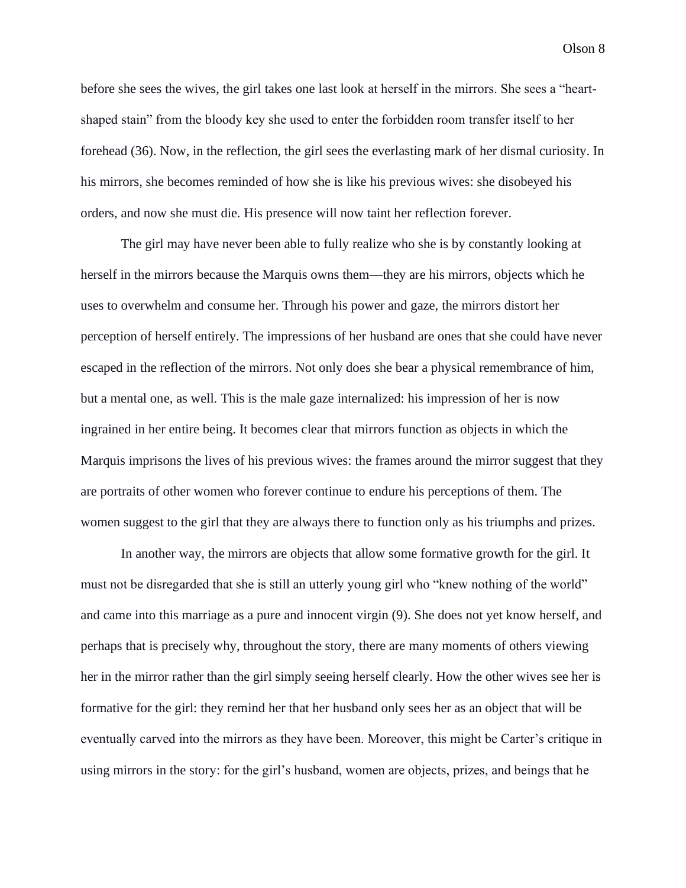before she sees the wives, the girl takes one last look at herself in the mirrors. She sees a "heart-shaped stain" from the bloody key she used to enter the forbidden room transfer itself to her forehead (36). Now, in the reflection, the girl sees the everlasting mark of her dismal curiosity. In his mirrors, she becomes reminded of how she is like his previous wives: she disobeyed his orders, and now she must die. His presence will now taint her reflection forever.

The girl may have never been able to fully realize who she is by constantly looking at herself in the mirrors because the Marquis owns them—they are his mirrors, objects which he uses to overwhelm and consume her. Through his power and gaze, the mirrors distort her perception of herself entirely. The impressions of her husband are ones that she could have never escaped in the reflection of the mirrors. Not only does she bear a physical remembrance of him, but a mental one, as well. This is the male gaze internalized: his impression of her is now ingrained in her entire being. It becomes clear that mirrors function as objects in which the Marquis imprisons the lives of his previous wives: the frames around the mirror suggest that they are portraits of other women who forever continue to endure his perceptions of them. The women suggest to the girl that they are always there to function only as his triumphs and prizes.

In another way, the mirrors are objects that allow some formative growth for the girl. It must not be disregarded that she is still an utterly young girl who "knew nothing of the world" and came into this marriage as a pure and innocent virgin (9). She does not yet know herself, and perhaps that is precisely why, throughout the story, there are many moments of others viewing her in the mirror rather than the girl simply seeing herself clearly. How the other wives see her is formative for the girl: they remind her that her husband only sees her as an object that will be eventually carved into the mirrors as they have been. Moreover, this might be Carter's critique in using mirrors in the story: for the girl's husband, women are objects, prizes, and beings that he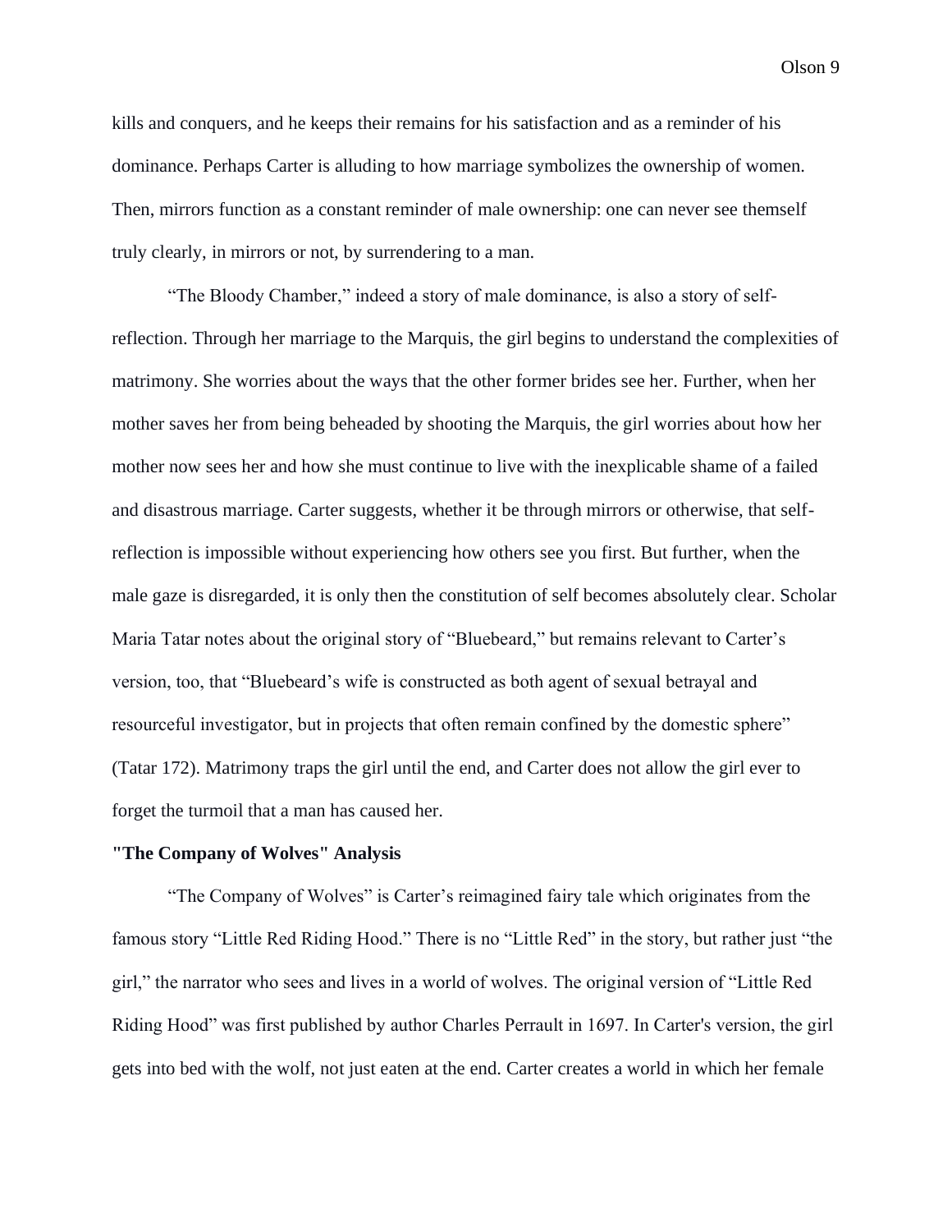kills and conquers, and he keeps their remains for his satisfaction and as a reminder of his dominance. Perhaps Carter is alluding to how marriage symbolizes the ownership of women. Then, mirrors function as a constant reminder of male ownership: one can never see themself truly clearly, in mirrors or not, by surrendering to a man.

"The Bloody Chamber," indeed a story of male dominance, is also a story of self-reflection. Through her marriage to the Marquis, the girl begins to understand the complexities of matrimony. She worries about the ways that the other former brides see her. Further, when her mother saves her from being beheaded by shooting the Marquis, the girl worries about how her mother now sees her and how she must continue to live with the inexplicable shame of a failed and disastrous marriage. Carter suggests, whether it be through mirrors or otherwise, that self-reflection is impossible without experiencing how others see you first. But further, when the male gaze is disregarded, it is only then the constitution of self becomes absolutely clear. Scholar Maria Tatar notes about the original story of "Bluebeard," but remains relevant to Carter's version, too, that "Bluebeard's wife is constructed as both agent of sexual betrayal and resourceful investigator, but in projects that often remain confined by the domestic sphere" (Tatar 172). Matrimony traps the girl until the end, and Carter does not allow the girl ever to forget the turmoil that a man has caused her.

**"The Company of Wolves" Analysis**

"The Company of Wolves" is Carter's reimagined fairy tale which originates from the famous story "Little Red Riding Hood." There is no "Little Red" in the story, but rather just "the girl," the narrator who sees and lives in a world of wolves. The original version of "Little Red Riding Hood" was first published by author Charles Perrault in 1697. In Carter's version, the girl gets into bed with the wolf, not just eaten at the end. Carter creates a world in which her female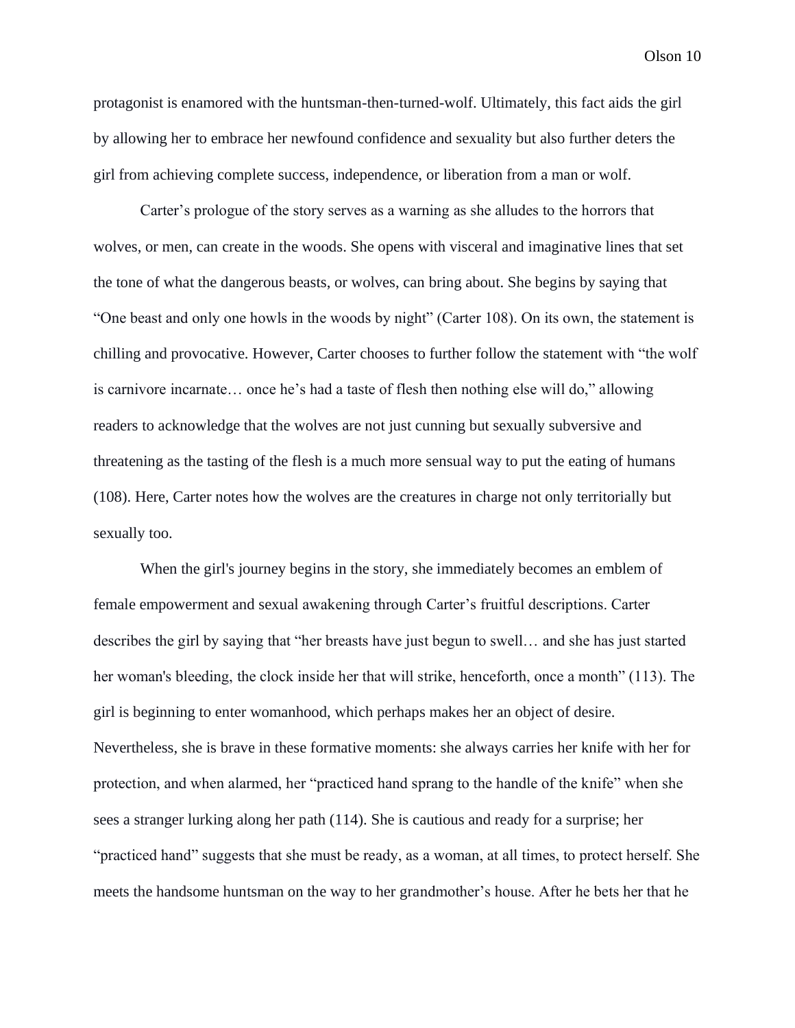protagonist is enamored with the huntsman-then-turned-wolf. Ultimately, this fact aids the girl by allowing her to embrace her newfound confidence and sexuality but also further deters the girl from achieving complete success, independence, or liberation from a man or wolf.

Carter's prologue of the story serves as a warning as she alludes to the horrors that wolves, or men, can create in the woods. She opens with visceral and imaginative lines that set the tone of what the dangerous beasts, or wolves, can bring about. She begins by saying that "One beast and only one howls in the woods by night" (Carter 108). On its own, the statement is chilling and provocative. However, Carter chooses to further follow the statement with "the wolf is carnivore incarnate… once he's had a taste of flesh then nothing else will do," allowing readers to acknowledge that the wolves are not just cunning but sexually subversive and threatening as the tasting of the flesh is a much more sensual way to put the eating of humans (108). Here, Carter notes how the wolves are the creatures in charge not only territorially but sexually too.

When the girl's journey begins in the story, she immediately becomes an emblem of female empowerment and sexual awakening through Carter's fruitful descriptions. Carter describes the girl by saying that "her breasts have just begun to swell… and she has just started her woman's bleeding, the clock inside her that will strike, henceforth, once a month" (113). The girl is beginning to enter womanhood, which perhaps makes her an object of desire. Nevertheless, she is brave in these formative moments: she always carries her knife with her for protection, and when alarmed, her "practiced hand sprang to the handle of the knife" when she sees a stranger lurking along her path (114). She is cautious and ready for a surprise; her "practiced hand" suggests that she must be ready, as a woman, at all times, to protect herself. She meets the handsome huntsman on the way to her grandmother's house. After he bets her that he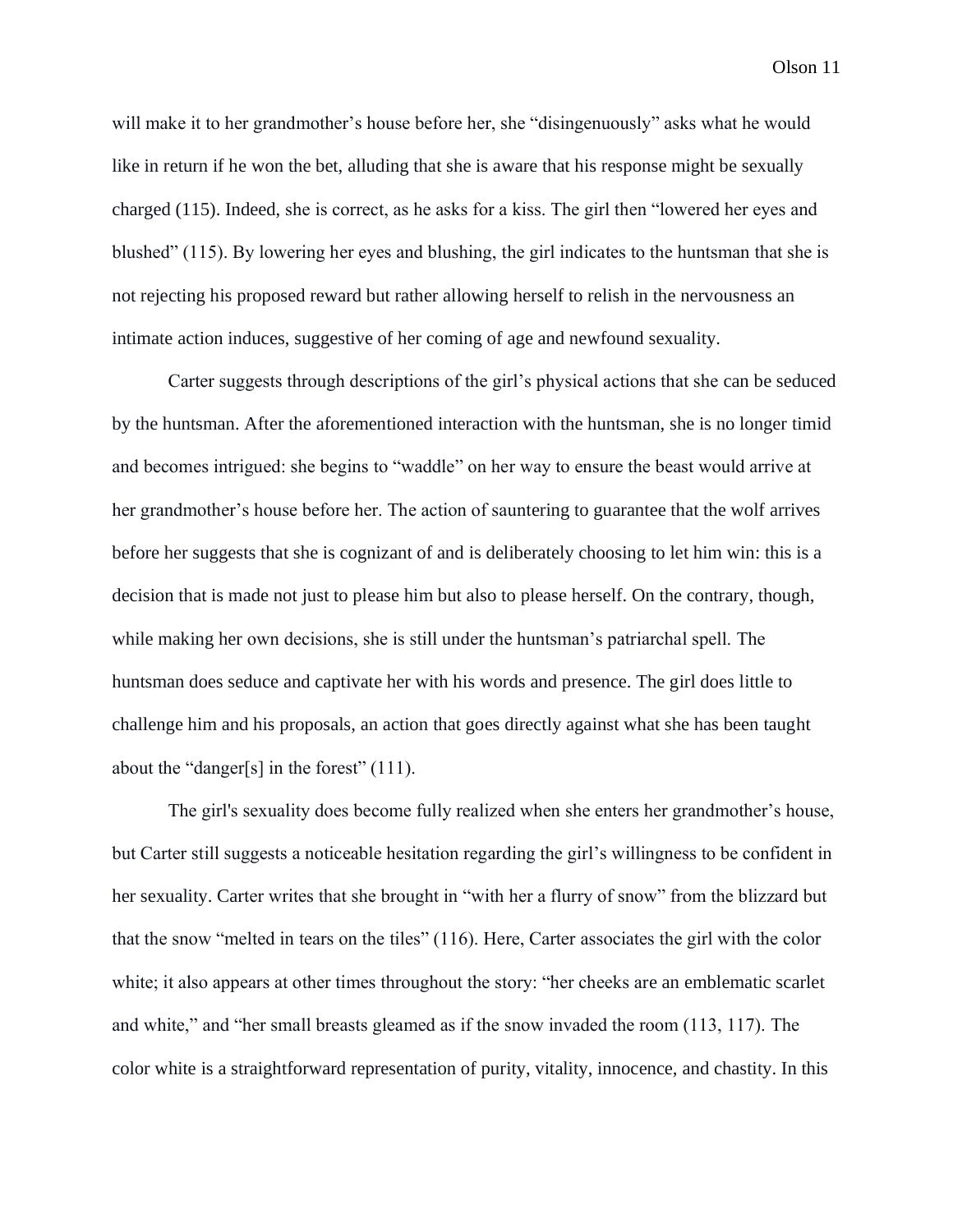will make it to her grandmother's house before her, she "disingenuously" asks what he would like in return if he won the bet, alluding that she is aware that his response might be sexually charged (115). Indeed, she is correct, as he asks for a kiss. The girl then "lowered her eyes and blushed" (115). By lowering her eyes and blushing, the girl indicates to the huntsman that she is not rejecting his proposed reward but rather allowing herself to relish in the nervousness an intimate action induces, suggestive of her coming of age and newfound sexuality.

Carter suggests through descriptions of the girl's physical actions that she can be seduced by the huntsman. After the aforementioned interaction with the huntsman, she is no longer timid and becomes intrigued: she begins to "waddle" on her way to ensure the beast would arrive at her grandmother's house before her. The action of sauntering to guarantee that the wolf arrives before her suggests that she is cognizant of and is deliberately choosing to let him win: this is a decision that is made not just to please him but also to please herself. On the contrary, though, while making her own decisions, she is still under the huntsman's patriarchal spell. The huntsman does seduce and captivate her with his words and presence. The girl does little to challenge him and his proposals, an action that goes directly against what she has been taught about the "danger[s] in the forest" (111).

The girl's sexuality does become fully realized when she enters her grandmother's house, but Carter still suggests a noticeable hesitation regarding the girl's willingness to be confident in her sexuality. Carter writes that she brought in "with her a flurry of snow" from the blizzard but that the snow "melted in tears on the tiles" (116). Here, Carter associates the girl with the color white; it also appears at other times throughout the story: "her cheeks are an emblematic scarlet and white," and "her small breasts gleamed as if the snow invaded the room (113, 117). The color white is a straightforward representation of purity, vitality, innocence, and chastity. In this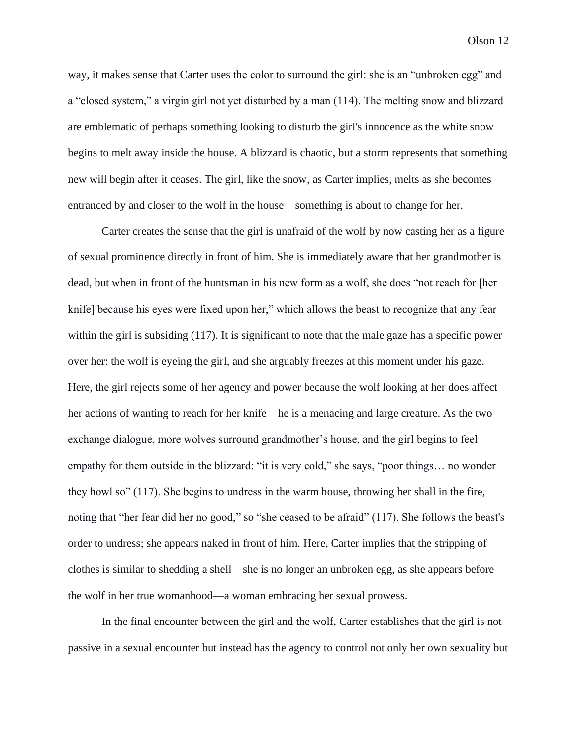way, it makes sense that Carter uses the color to surround the girl: she is an "unbroken egg" and a "closed system," a virgin girl not yet disturbed by a man (114). The melting snow and blizzard are emblematic of perhaps something looking to disturb the girl's innocence as the white snow begins to melt away inside the house. A blizzard is chaotic, but a storm represents that something new will begin after it ceases. The girl, like the snow, as Carter implies, melts as she becomes entranced by and closer to the wolf in the house—something is about to change for her.

Carter creates the sense that the girl is unafraid of the wolf by now casting her as a figure of sexual prominence directly in front of him. She is immediately aware that her grandmother is dead, but when in front of the huntsman in his new form as a wolf, she does "not reach for [her knife] because his eyes were fixed upon her," which allows the beast to recognize that any fear within the girl is subsiding (117). It is significant to note that the male gaze has a specific power over her: the wolf is eyeing the girl, and she arguably freezes at this moment under his gaze. Here, the girl rejects some of her agency and power because the wolf looking at her does affect her actions of wanting to reach for her knife—he is a menacing and large creature. As the two exchange dialogue, more wolves surround grandmother's house, and the girl begins to feel empathy for them outside in the blizzard: "it is very cold," she says, "poor things… no wonder they howl so" (117). She begins to undress in the warm house, throwing her shall in the fire, noting that "her fear did her no good," so "she ceased to be afraid" (117). She follows the beast's order to undress; she appears naked in front of him. Here, Carter implies that the stripping of clothes is similar to shedding a shell—she is no longer an unbroken egg, as she appears before the wolf in her true womanhood—a woman embracing her sexual prowess.

In the final encounter between the girl and the wolf, Carter establishes that the girl is not passive in a sexual encounter but instead has the agency to control not only her own sexuality but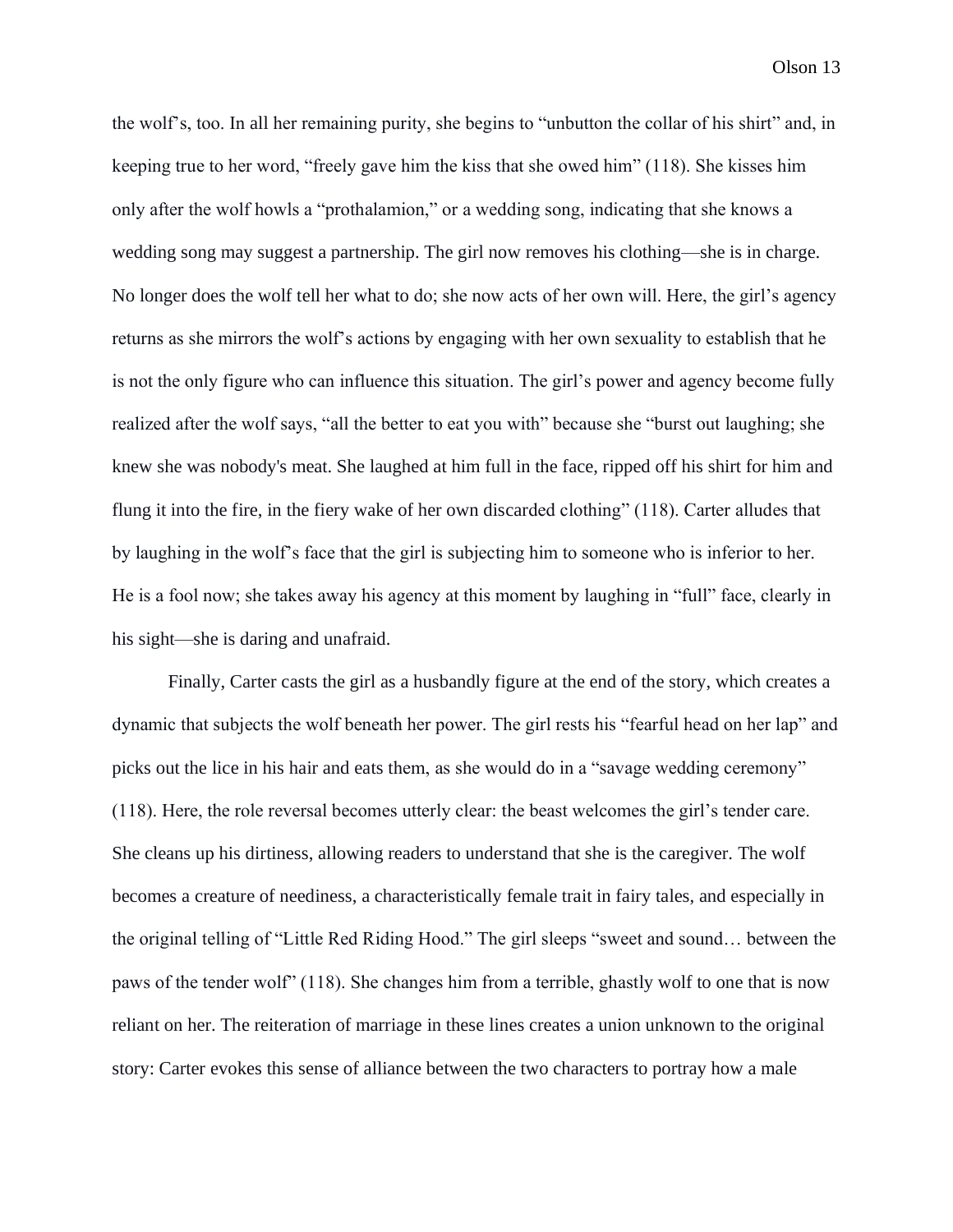the wolf's, too. In all her remaining purity, she begins to "unbutton the collar of his shirt" and, in keeping true to her word, "freely gave him the kiss that she owed him" (118). She kisses him only after the wolf howls a "prothalamion," or a wedding song, indicating that she knows a wedding song may suggest a partnership. The girl now removes his clothing—she is in charge. No longer does the wolf tell her what to do; she now acts of her own will. Here, the girl's agency returns as she mirrors the wolf's actions by engaging with her own sexuality to establish that he is not the only figure who can influence this situation. The girl's power and agency become fully realized after the wolf says, "all the better to eat you with" because she "burst out laughing; she knew she was nobody's meat. She laughed at him full in the face, ripped off his shirt for him and flung it into the fire, in the fiery wake of her own discarded clothing" (118). Carter alludes that by laughing in the wolf's face that the girl is subjecting him to someone who is inferior to her. He is a fool now; she takes away his agency at this moment by laughing in "full" face, clearly in his sight—she is daring and unafraid.

Finally, Carter casts the girl as a husbandly figure at the end of the story, which creates a dynamic that subjects the wolf beneath her power. The girl rests his "fearful head on her lap" and picks out the lice in his hair and eats them, as she would do in a "savage wedding ceremony" (118). Here, the role reversal becomes utterly clear: the beast welcomes the girl's tender care. She cleans up his dirtiness, allowing readers to understand that she is the caregiver. The wolf becomes a creature of neediness, a characteristically female trait in fairy tales, and especially in the original telling of "Little Red Riding Hood." The girl sleeps "sweet and sound… between the paws of the tender wolf" (118). She changes him from a terrible, ghastly wolf to one that is now reliant on her. The reiteration of marriage in these lines creates a union unknown to the original story: Carter evokes this sense of alliance between the two characters to portray how a male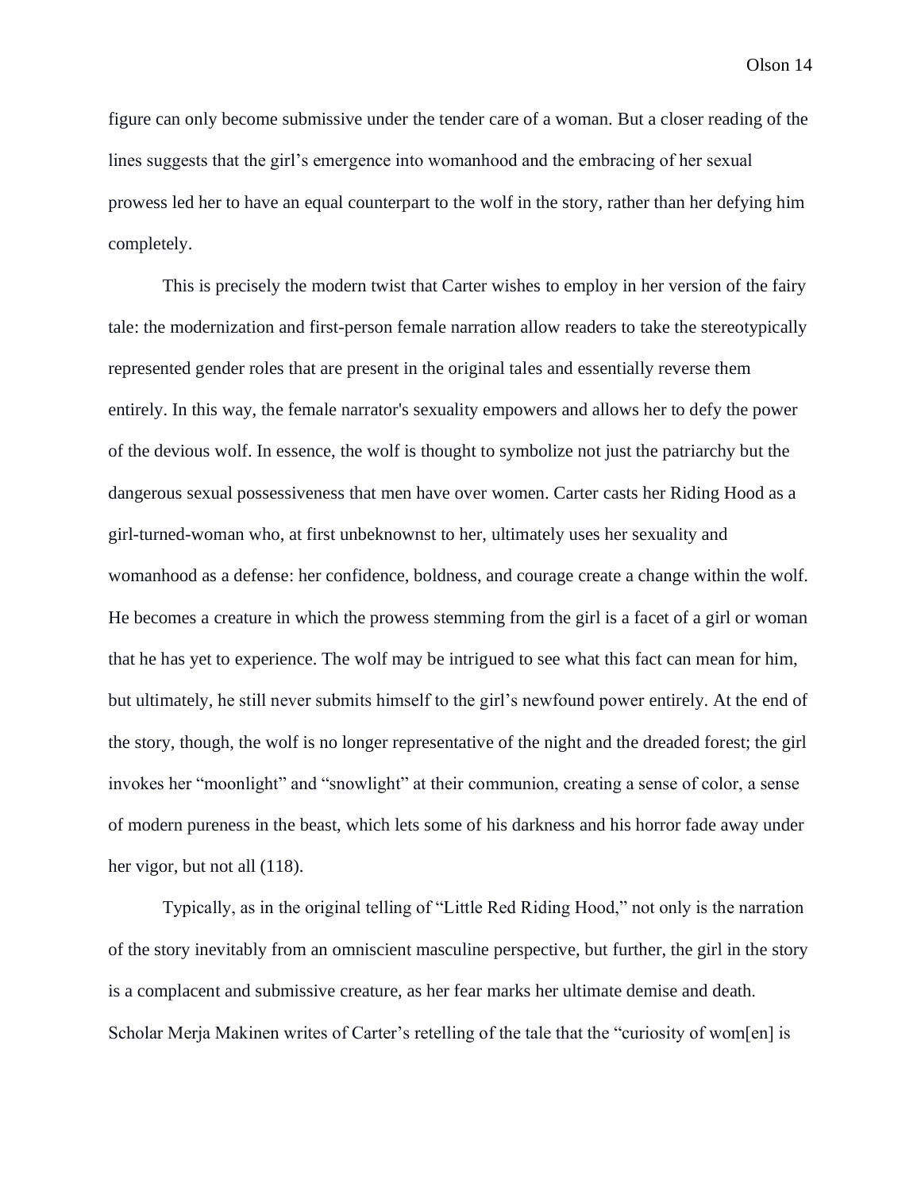figure can only become submissive under the tender care of a woman. But a closer reading of the lines suggests that the girl's emergence into womanhood and the embracing of her sexual prowess led her to have an equal counterpart to the wolf in the story, rather than her defying him completely.

This is precisely the modern twist that Carter wishes to employ in her version of the fairy tale: the modernization and first-person female narration allow readers to take the stereotypically represented gender roles that are present in the original tales and essentially reverse them entirely. In this way, the female narrator's sexuality empowers and allows her to defy the power of the devious wolf. In essence, the wolf is thought to symbolize not just the patriarchy but the dangerous sexual possessiveness that men have over women. Carter casts her Riding Hood as a girl-turned-woman who, at first unbeknownst to her, ultimately uses her sexuality and womanhood as a defense: her confidence, boldness, and courage create a change within the wolf. He becomes a creature in which the prowess stemming from the girl is a facet of a girl or woman that he has yet to experience. The wolf may be intrigued to see what this fact can mean for him, but ultimately, he still never submits himself to the girl's newfound power entirely. At the end of the story, though, the wolf is no longer representative of the night and the dreaded forest; the girl invokes her "moonlight" and "snowlight" at their communion, creating a sense of color, a sense of modern pureness in the beast, which lets some of his darkness and his horror fade away under her vigor, but not all (118).

Typically, as in the original telling of "Little Red Riding Hood," not only is the narration of the story inevitably from an omniscient masculine perspective, but further, the girl in the story is a complacent and submissive creature, as her fear marks her ultimate demise and death. Scholar Merja Makinen writes of Carter's retelling of the tale that the "curiosity of wom[en] is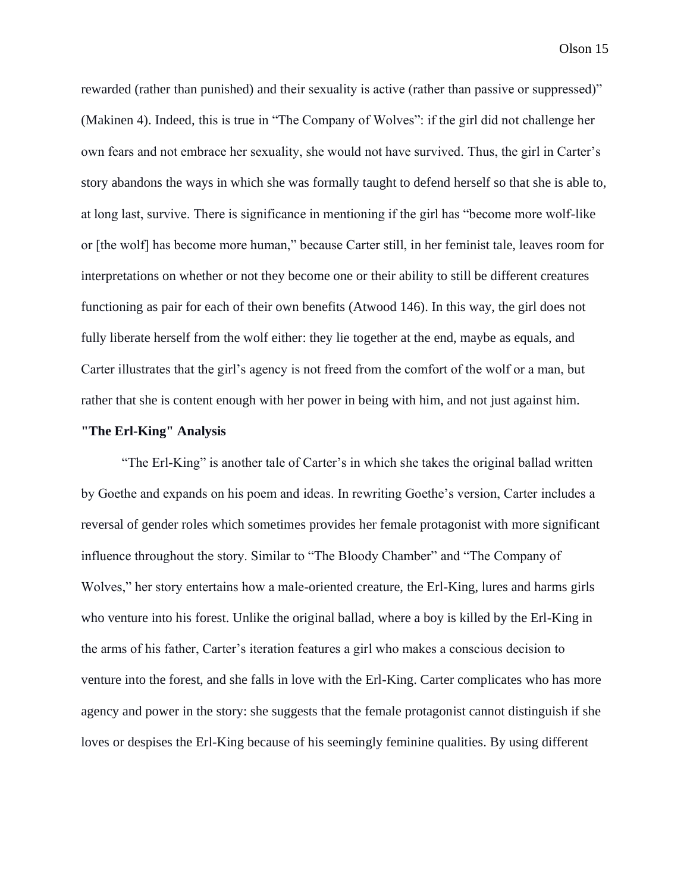rewarded (rather than punished) and their sexuality is active (rather than passive or suppressed)" (Makinen 4). Indeed, this is true in "The Company of Wolves": if the girl did not challenge her own fears and not embrace her sexuality, she would not have survived. Thus, the girl in Carter's story abandons the ways in which she was formally taught to defend herself so that she is able to, at long last, survive. There is significance in mentioning if the girl has "become more wolf-like or [the wolf] has become more human," because Carter still, in her feminist tale, leaves room for interpretations on whether or not they become one or their ability to still be different creatures functioning as pair for each of their own benefits (Atwood 146). In this way, the girl does not fully liberate herself from the wolf either: they lie together at the end, maybe as equals, and Carter illustrates that the girl's agency is not freed from the comfort of the wolf or a man, but rather that she is content enough with her power in being with him, and not just against him.

**"The Erl-King" Analysis**

"The Erl-King" is another tale of Carter's in which she takes the original ballad written by Goethe and expands on his poem and ideas. In rewriting Goethe's version, Carter includes a reversal of gender roles which sometimes provides her female protagonist with more significant influence throughout the story. Similar to "The Bloody Chamber" and "The Company of Wolves," her story entertains how a male-oriented creature, the Erl-King, lures and harms girls who venture into his forest. Unlike the original ballad, where a boy is killed by the Erl-King in the arms of his father, Carter's iteration features a girl who makes a conscious decision to venture into the forest, and she falls in love with the Erl-King. Carter complicates who has more agency and power in the story: she suggests that the female protagonist cannot distinguish if she loves or despises the Erl-King because of his seemingly feminine qualities. By using different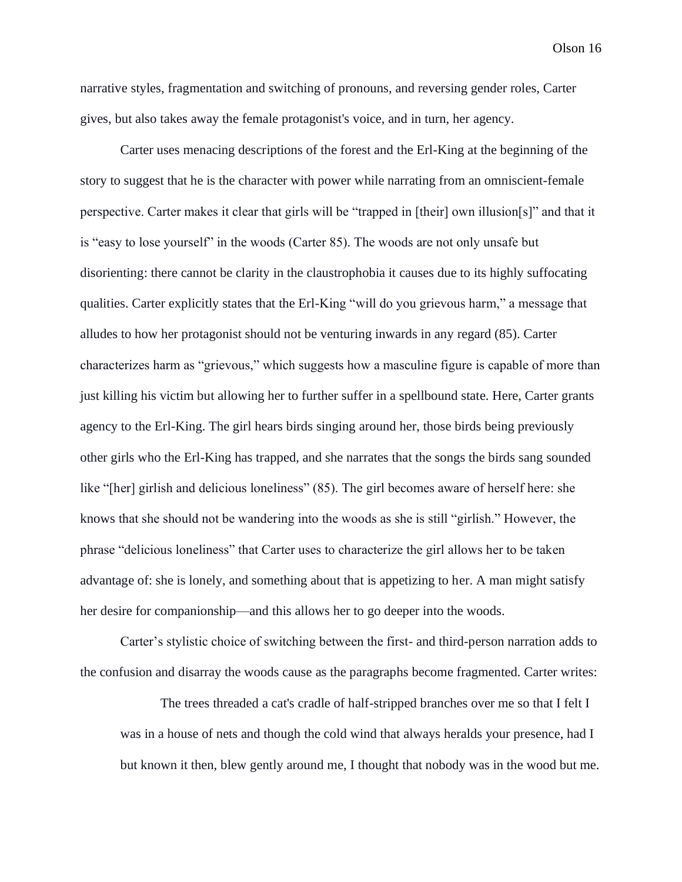narrative styles, fragmentation and switching of pronouns, and reversing gender roles, Carter gives, but also takes away the female protagonist's voice, and in turn, her agency.

Carter uses menacing descriptions of the forest and the Erl-King at the beginning of the story to suggest that he is the character with power while narrating from an omniscient-female perspective. Carter makes it clear that girls will be "trapped in [their] own illusion[s]" and that it is "easy to lose yourself" in the woods (Carter 85). The woods are not only unsafe but disorienting: there cannot be clarity in the claustrophobia it causes due to its highly suffocating qualities. Carter explicitly states that the Erl-King "will do you grievous harm," a message that alludes to how her protagonist should not be venturing inwards in any regard (85). Carter characterizes harm as "grievous," which suggests how a masculine figure is capable of more than just killing his victim but allowing her to further suffer in a spellbound state. Here, Carter grants agency to the Erl-King. The girl hears birds singing around her, those birds being previously other girls who the Erl-King has trapped, and she narrates that the songs the birds sang sounded like "[her] girlish and delicious loneliness" (85). The girl becomes aware of herself here: she knows that she should not be wandering into the woods as she is still "girlish." However, the phrase "delicious loneliness" that Carter uses to characterize the girl allows her to be taken advantage of: she is lonely, and something about that is appetizing to her. A man might satisfy her desire for companionship—and this allows her to go deeper into the woods.

Carter's stylistic choice of switching between the first- and third-person narration adds to the confusion and disarray the woods cause as the paragraphs become fragmented. Carter writes:

> The trees threaded a cat's cradle of half-stripped branches over me so that I felt I was in a house of nets and though the cold wind that always heralds your presence, had I but known it then, blew gently around me, I thought that nobody was in the wood but me.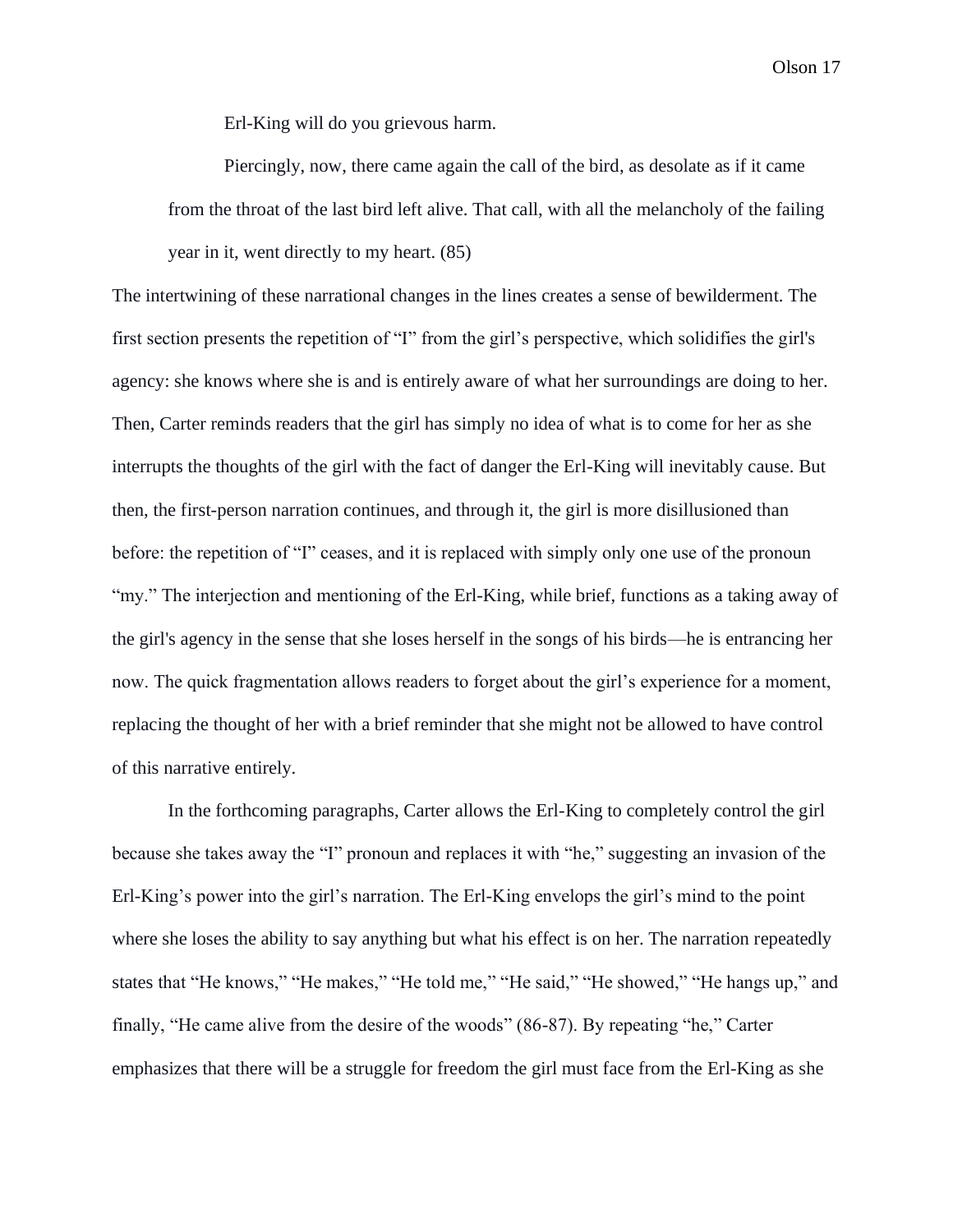> Erl-King will do you grievous harm.
>
> Piercingly, now, there came again the call of the bird, as desolate as if it came from the throat of the last bird left alive. That call, with all the melancholy of the failing year in it, went directly to my heart. (85)

The intertwining of these narrational changes in the lines creates a sense of bewilderment. The first section presents the repetition of "I" from the girl's perspective, which solidifies the girl's agency: she knows where she is and is entirely aware of what her surroundings are doing to her. Then, Carter reminds readers that the girl has simply no idea of what is to come for her as she interrupts the thoughts of the girl with the fact of danger the Erl-King will inevitably cause. But then, the first-person narration continues, and through it, the girl is more disillusioned than before: the repetition of "I" ceases, and it is replaced with simply only one use of the pronoun "my." The interjection and mentioning of the Erl-King, while brief, functions as a taking away of the girl's agency in the sense that she loses herself in the songs of his birds—he is entrancing her now. The quick fragmentation allows readers to forget about the girl's experience for a moment, replacing the thought of her with a brief reminder that she might not be allowed to have control of this narrative entirely.

In the forthcoming paragraphs, Carter allows the Erl-King to completely control the girl because she takes away the "I" pronoun and replaces it with "he," suggesting an invasion of the Erl-King's power into the girl's narration. The Erl-King envelops the girl's mind to the point where she loses the ability to say anything but what his effect is on her. The narration repeatedly states that "He knows," "He makes," "He told me," "He said," "He showed," "He hangs up," and finally, "He came alive from the desire of the woods" (86-87). By repeating "he," Carter emphasizes that there will be a struggle for freedom the girl must face from the Erl-King as she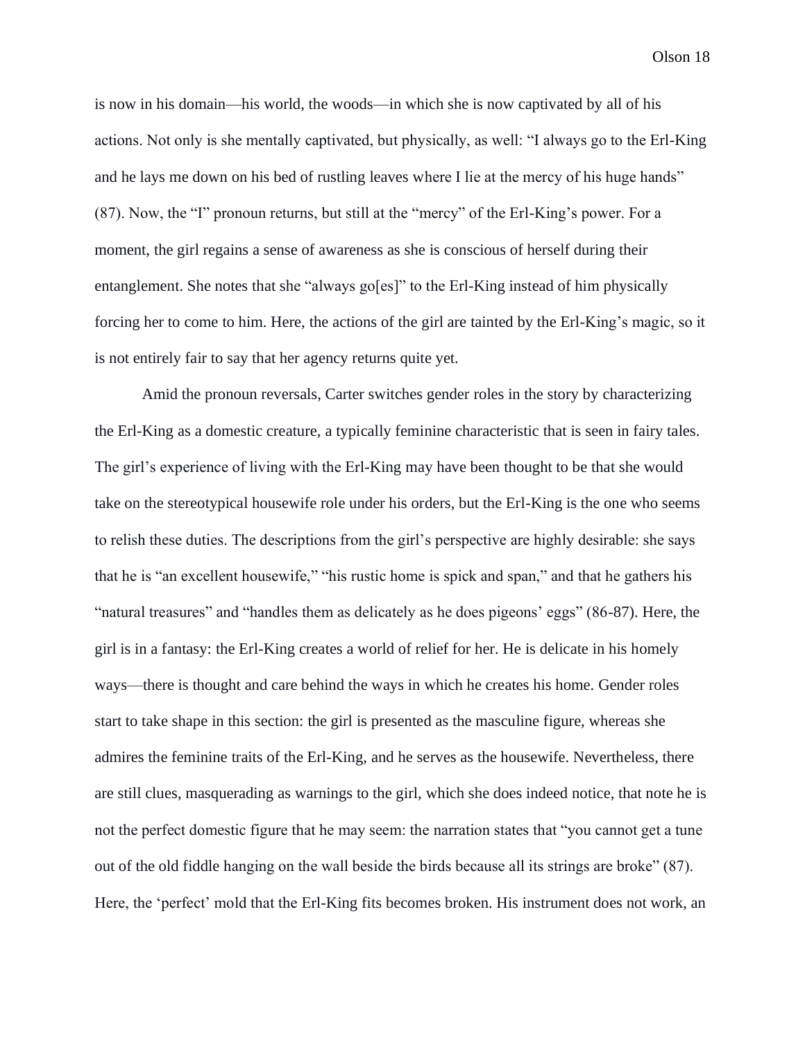is now in his domain—his world, the woods—in which she is now captivated by all of his actions. Not only is she mentally captivated, but physically, as well: "I always go to the Erl-King and he lays me down on his bed of rustling leaves where I lie at the mercy of his huge hands" (87). Now, the "I" pronoun returns, but still at the "mercy" of the Erl-King's power. For a moment, the girl regains a sense of awareness as she is conscious of herself during their entanglement. She notes that she "always go[es]" to the Erl-King instead of him physically forcing her to come to him. Here, the actions of the girl are tainted by the Erl-King's magic, so it is not entirely fair to say that her agency returns quite yet.

Amid the pronoun reversals, Carter switches gender roles in the story by characterizing the Erl-King as a domestic creature, a typically feminine characteristic that is seen in fairy tales. The girl's experience of living with the Erl-King may have been thought to be that she would take on the stereotypical housewife role under his orders, but the Erl-King is the one who seems to relish these duties. The descriptions from the girl's perspective are highly desirable: she says that he is "an excellent housewife," "his rustic home is spick and span," and that he gathers his "natural treasures" and "handles them as delicately as he does pigeons' eggs" (86-87). Here, the girl is in a fantasy: the Erl-King creates a world of relief for her. He is delicate in his homely ways—there is thought and care behind the ways in which he creates his home. Gender roles start to take shape in this section: the girl is presented as the masculine figure, whereas she admires the feminine traits of the Erl-King, and he serves as the housewife. Nevertheless, there are still clues, masquerading as warnings to the girl, which she does indeed notice, that note he is not the perfect domestic figure that he may seem: the narration states that "you cannot get a tune out of the old fiddle hanging on the wall beside the birds because all its strings are broke" (87). Here, the 'perfect' mold that the Erl-King fits becomes broken. His instrument does not work, an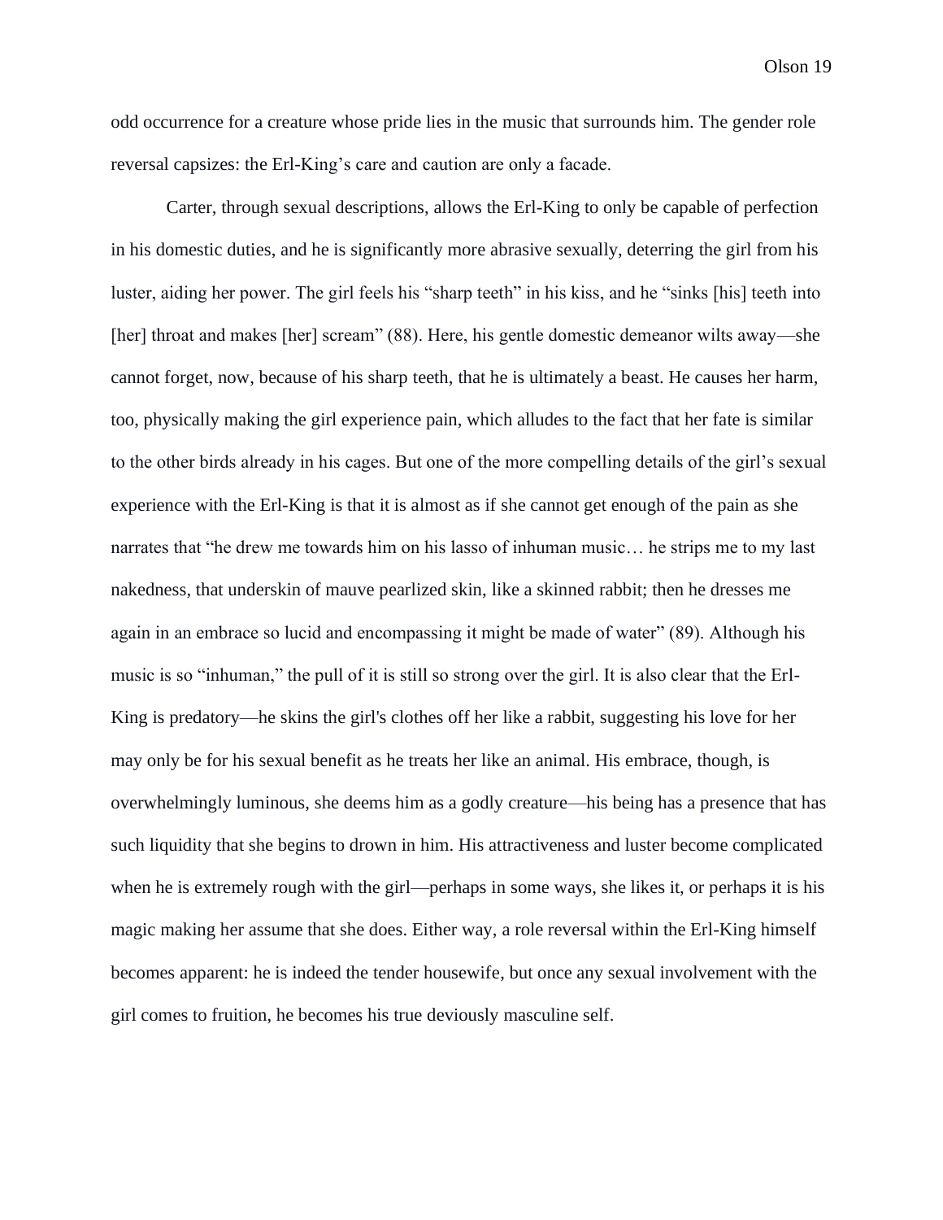odd occurrence for a creature whose pride lies in the music that surrounds him. The gender role reversal capsizes: the Erl-King's care and caution are only a facade.

Carter, through sexual descriptions, allows the Erl-King to only be capable of perfection in his domestic duties, and he is significantly more abrasive sexually, deterring the girl from his luster, aiding her power. The girl feels his "sharp teeth" in his kiss, and he "sinks [his] teeth into [her] throat and makes [her] scream" (88). Here, his gentle domestic demeanor wilts away—she cannot forget, now, because of his sharp teeth, that he is ultimately a beast. He causes her harm, too, physically making the girl experience pain, which alludes to the fact that her fate is similar to the other birds already in his cages. But one of the more compelling details of the girl's sexual experience with the Erl-King is that it is almost as if she cannot get enough of the pain as she narrates that "he drew me towards him on his lasso of inhuman music… he strips me to my last nakedness, that underskin of mauve pearlized skin, like a skinned rabbit; then he dresses me again in an embrace so lucid and encompassing it might be made of water" (89). Although his music is so "inhuman," the pull of it is still so strong over the girl. It is also clear that the Erl-King is predatory—he skins the girl's clothes off her like a rabbit, suggesting his love for her may only be for his sexual benefit as he treats her like an animal. His embrace, though, is overwhelmingly luminous, she deems him as a godly creature—his being has a presence that has such liquidity that she begins to drown in him. His attractiveness and luster become complicated when he is extremely rough with the girl—perhaps in some ways, she likes it, or perhaps it is his magic making her assume that she does. Either way, a role reversal within the Erl-King himself becomes apparent: he is indeed the tender housewife, but once any sexual involvement with the girl comes to fruition, he becomes his true deviously masculine self.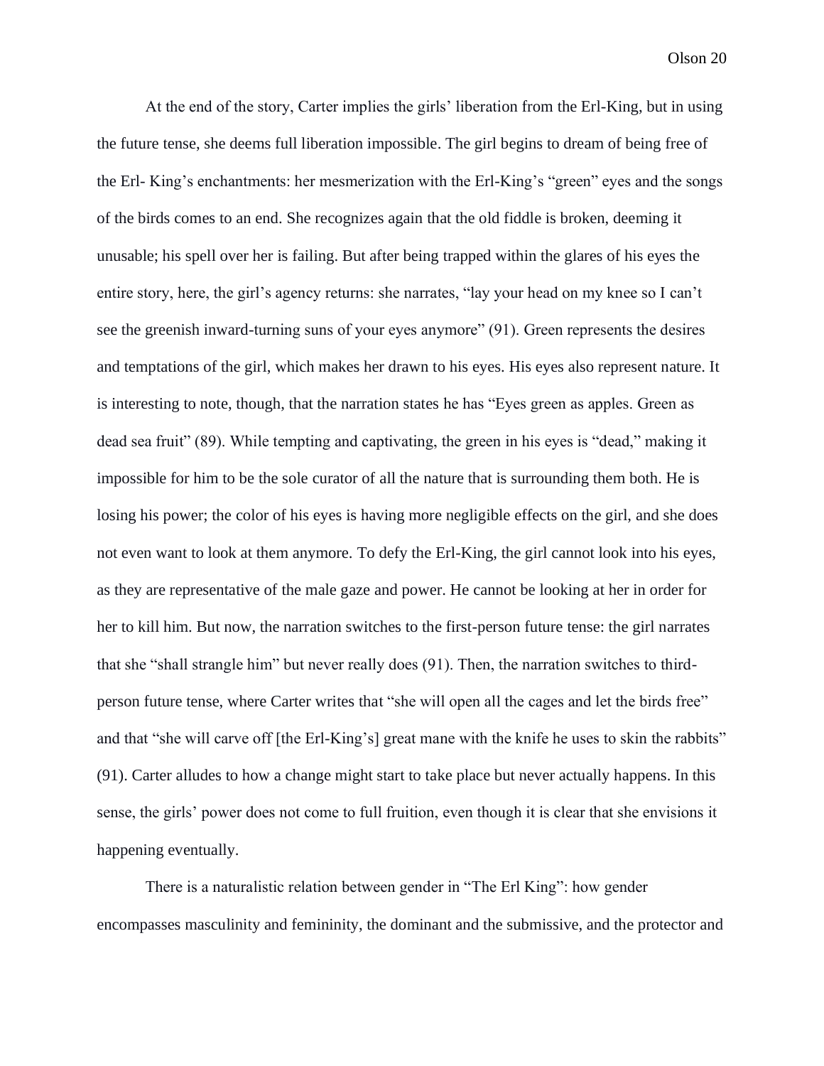At the end of the story, Carter implies the girls' liberation from the Erl-King, but in using the future tense, she deems full liberation impossible. The girl begins to dream of being free of the Erl- King's enchantments: her mesmerization with the Erl-King's "green" eyes and the songs of the birds comes to an end. She recognizes again that the old fiddle is broken, deeming it unusable; his spell over her is failing. But after being trapped within the glares of his eyes the entire story, here, the girl's agency returns: she narrates, "lay your head on my knee so I can't see the greenish inward-turning suns of your eyes anymore" (91). Green represents the desires and temptations of the girl, which makes her drawn to his eyes. His eyes also represent nature. It is interesting to note, though, that the narration states he has "Eyes green as apples. Green as dead sea fruit" (89). While tempting and captivating, the green in his eyes is "dead," making it impossible for him to be the sole curator of all the nature that is surrounding them both. He is losing his power; the color of his eyes is having more negligible effects on the girl, and she does not even want to look at them anymore. To defy the Erl-King, the girl cannot look into his eyes, as they are representative of the male gaze and power. He cannot be looking at her in order for her to kill him. But now, the narration switches to the first-person future tense: the girl narrates that she "shall strangle him" but never really does (91). Then, the narration switches to third-person future tense, where Carter writes that "she will open all the cages and let the birds free" and that "she will carve off [the Erl-King's] great mane with the knife he uses to skin the rabbits" (91). Carter alludes to how a change might start to take place but never actually happens. In this sense, the girls' power does not come to full fruition, even though it is clear that she envisions it happening eventually.

There is a naturalistic relation between gender in "The Erl King": how gender encompasses masculinity and femininity, the dominant and the submissive, and the protector and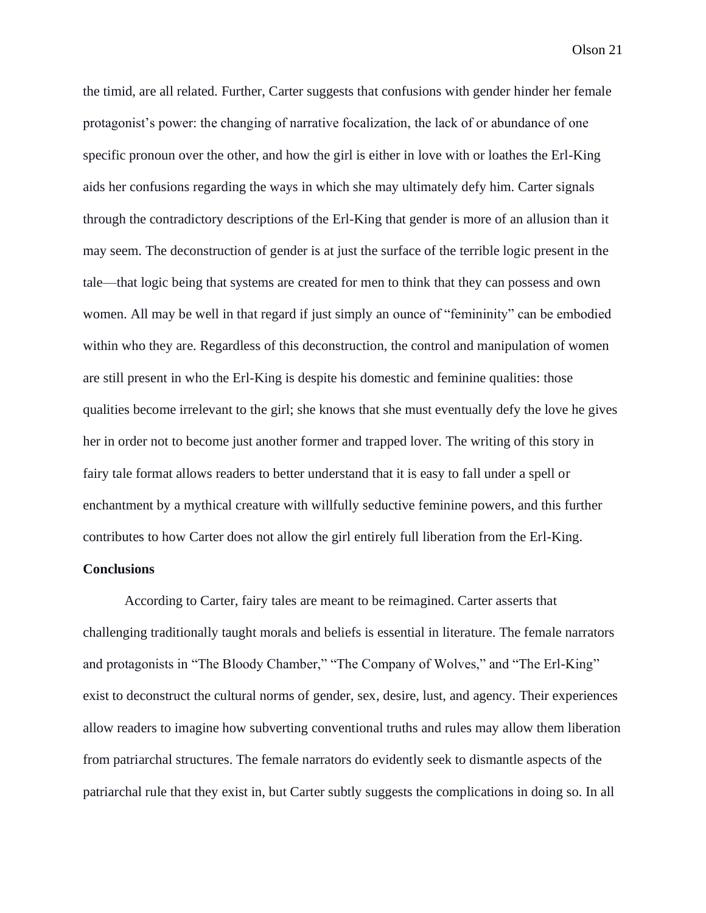the timid, are all related. Further, Carter suggests that confusions with gender hinder her female protagonist's power: the changing of narrative focalization, the lack of or abundance of one specific pronoun over the other, and how the girl is either in love with or loathes the Erl-King aids her confusions regarding the ways in which she may ultimately defy him. Carter signals through the contradictory descriptions of the Erl-King that gender is more of an allusion than it may seem. The deconstruction of gender is at just the surface of the terrible logic present in the tale—that logic being that systems are created for men to think that they can possess and own women. All may be well in that regard if just simply an ounce of "femininity" can be embodied within who they are. Regardless of this deconstruction, the control and manipulation of women are still present in who the Erl-King is despite his domestic and feminine qualities: those qualities become irrelevant to the girl; she knows that she must eventually defy the love he gives her in order not to become just another former and trapped lover. The writing of this story in fairy tale format allows readers to better understand that it is easy to fall under a spell or enchantment by a mythical creature with willfully seductive feminine powers, and this further contributes to how Carter does not allow the girl entirely full liberation from the Erl-King.

**Conclusions**

According to Carter, fairy tales are meant to be reimagined. Carter asserts that challenging traditionally taught morals and beliefs is essential in literature. The female narrators and protagonists in "The Bloody Chamber," "The Company of Wolves," and "The Erl-King" exist to deconstruct the cultural norms of gender, sex, desire, lust, and agency. Their experiences allow readers to imagine how subverting conventional truths and rules may allow them liberation from patriarchal structures. The female narrators do evidently seek to dismantle aspects of the patriarchal rule that they exist in, but Carter subtly suggests the complications in doing so. In all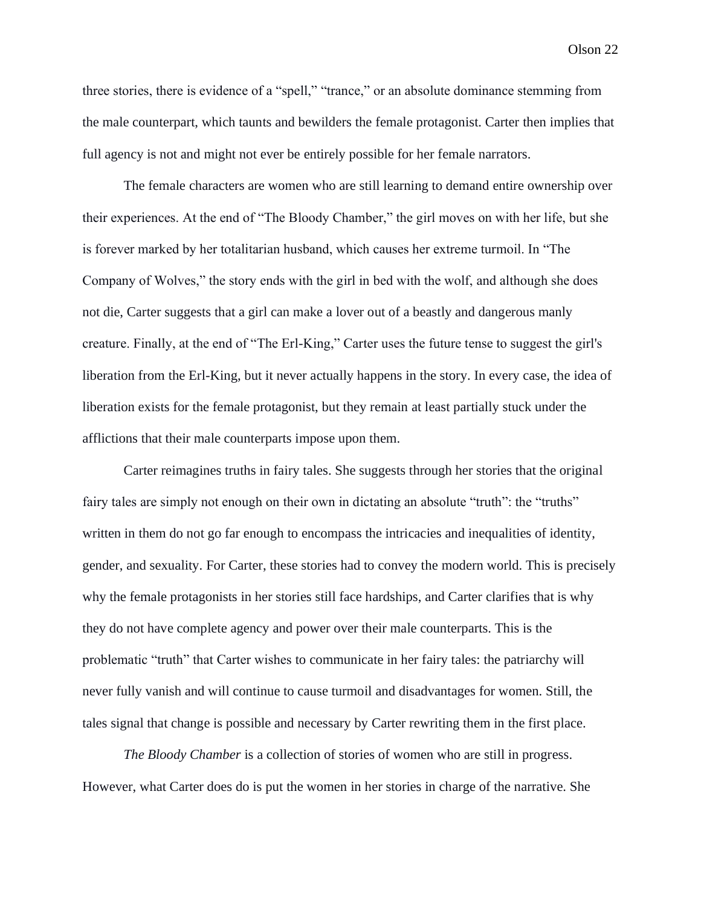three stories, there is evidence of a "spell," "trance," or an absolute dominance stemming from the male counterpart, which taunts and bewilders the female protagonist. Carter then implies that full agency is not and might not ever be entirely possible for her female narrators.

The female characters are women who are still learning to demand entire ownership over their experiences. At the end of "The Bloody Chamber," the girl moves on with her life, but she is forever marked by her totalitarian husband, which causes her extreme turmoil. In "The Company of Wolves," the story ends with the girl in bed with the wolf, and although she does not die, Carter suggests that a girl can make a lover out of a beastly and dangerous manly creature. Finally, at the end of "The Erl-King," Carter uses the future tense to suggest the girl's liberation from the Erl-King, but it never actually happens in the story. In every case, the idea of liberation exists for the female protagonist, but they remain at least partially stuck under the afflictions that their male counterparts impose upon them.

Carter reimagines truths in fairy tales. She suggests through her stories that the original fairy tales are simply not enough on their own in dictating an absolute "truth": the "truths" written in them do not go far enough to encompass the intricacies and inequalities of identity, gender, and sexuality. For Carter, these stories had to convey the modern world. This is precisely why the female protagonists in her stories still face hardships, and Carter clarifies that is why they do not have complete agency and power over their male counterparts. This is the problematic "truth" that Carter wishes to communicate in her fairy tales: the patriarchy will never fully vanish and will continue to cause turmoil and disadvantages for women. Still, the tales signal that change is possible and necessary by Carter rewriting them in the first place.

*The Bloody Chamber* is a collection of stories of women who are still in progress. However, what Carter does do is put the women in her stories in charge of the narrative. She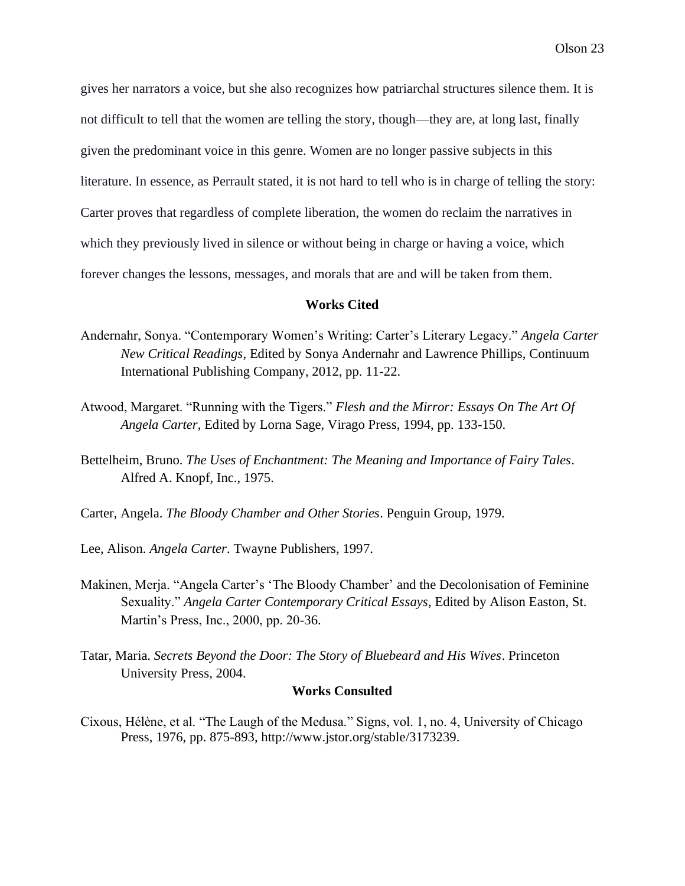gives her narrators a voice, but she also recognizes how patriarchal structures silence them. It is not difficult to tell that the women are telling the story, though—they are, at long last, finally given the predominant voice in this genre. Women are no longer passive subjects in this literature. In essence, as Perrault stated, it is not hard to tell who is in charge of telling the story: Carter proves that regardless of complete liberation, the women do reclaim the narratives in which they previously lived in silence or without being in charge or having a voice, which forever changes the lessons, messages, and morals that are and will be taken from them.

## Works Cited

Andernahr, Sonya. "Contemporary Women's Writing: Carter's Literary Legacy." *Angela Carter New Critical Readings*, Edited by Sonya Andernahr and Lawrence Phillips, Continuum International Publishing Company, 2012, pp. 11-22.

Atwood, Margaret. "Running with the Tigers." *Flesh and the Mirror: Essays On The Art Of Angela Carter*, Edited by Lorna Sage, Virago Press, 1994, pp. 133-150.

Bettelheim, Bruno. *The Uses of Enchantment: The Meaning and Importance of Fairy Tales*. Alfred A. Knopf, Inc., 1975.

Carter, Angela. *The Bloody Chamber and Other Stories*. Penguin Group, 1979.

Lee, Alison. *Angela Carter*. Twayne Publishers, 1997.

Makinen, Merja. "Angela Carter's 'The Bloody Chamber' and the Decolonisation of Feminine Sexuality." *Angela Carter Contemporary Critical Essays*, Edited by Alison Easton, St. Martin's Press, Inc., 2000, pp. 20-36.

Tatar, Maria. *Secrets Beyond the Door: The Story of Bluebeard and His Wives*. Princeton University Press, 2004.

## Works Consulted

Cixous, Hélène, et al. "The Laugh of the Medusa." Signs, vol. 1, no. 4, University of Chicago Press, 1976, pp. 875-893, http://www.jstor.org/stable/3173239.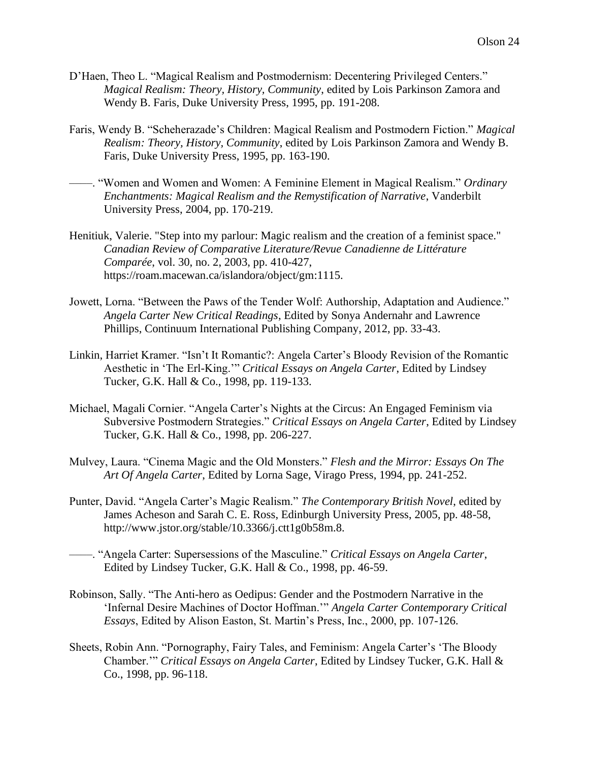D'Haen, Theo L. "Magical Realism and Postmodernism: Decentering Privileged Centers." *Magical Realism: Theory, History, Community*, edited by Lois Parkinson Zamora and Wendy B. Faris, Duke University Press, 1995, pp. 191-208.

Faris, Wendy B. "Scheherazade's Children: Magical Realism and Postmodern Fiction." *Magical Realism: Theory, History, Community*, edited by Lois Parkinson Zamora and Wendy B. Faris, Duke University Press, 1995, pp. 163-190.

——. "Women and Women and Women: A Feminine Element in Magical Realism." *Ordinary Enchantments: Magical Realism and the Remystification of Narrative*, Vanderbilt University Press, 2004, pp. 170-219.

Henitiuk, Valerie. "Step into my parlour: Magic realism and the creation of a feminist space." *Canadian Review of Comparative Literature/Revue Canadienne de Littérature Comparée*, vol. 30, no. 2, 2003, pp. 410-427, https://roam.macewan.ca/islandora/object/gm:1115.

Jowett, Lorna. "Between the Paws of the Tender Wolf: Authorship, Adaptation and Audience." *Angela Carter New Critical Readings*, Edited by Sonya Andernahr and Lawrence Phillips, Continuum International Publishing Company, 2012, pp. 33-43.

Linkin, Harriet Kramer. "Isn't It Romantic?: Angela Carter's Bloody Revision of the Romantic Aesthetic in 'The Erl-King.'" *Critical Essays on Angela Carter*, Edited by Lindsey Tucker, G.K. Hall & Co., 1998, pp. 119-133.

Michael, Magali Cornier. "Angela Carter's Nights at the Circus: An Engaged Feminism via Subversive Postmodern Strategies." *Critical Essays on Angela Carter*, Edited by Lindsey Tucker, G.K. Hall & Co., 1998, pp. 206-227.

Mulvey, Laura. "Cinema Magic and the Old Monsters." *Flesh and the Mirror: Essays On The Art Of Angela Carter*, Edited by Lorna Sage, Virago Press, 1994, pp. 241-252.

Punter, David. "Angela Carter's Magic Realism." *The Contemporary British Novel*, edited by James Acheson and Sarah C. E. Ross, Edinburgh University Press, 2005, pp. 48-58, http://www.jstor.org/stable/10.3366/j.ctt1g0b58m.8.

——. "Angela Carter: Supersessions of the Masculine." *Critical Essays on Angela Carter*, Edited by Lindsey Tucker, G.K. Hall & Co., 1998, pp. 46-59.

Robinson, Sally. "The Anti-hero as Oedipus: Gender and the Postmodern Narrative in the 'Infernal Desire Machines of Doctor Hoffman.'" *Angela Carter Contemporary Critical Essays*, Edited by Alison Easton, St. Martin's Press, Inc., 2000, pp. 107-126.

Sheets, Robin Ann. "Pornography, Fairy Tales, and Feminism: Angela Carter's 'The Bloody Chamber.'" *Critical Essays on Angela Carter*, Edited by Lindsey Tucker, G.K. Hall & Co., 1998, pp. 96-118.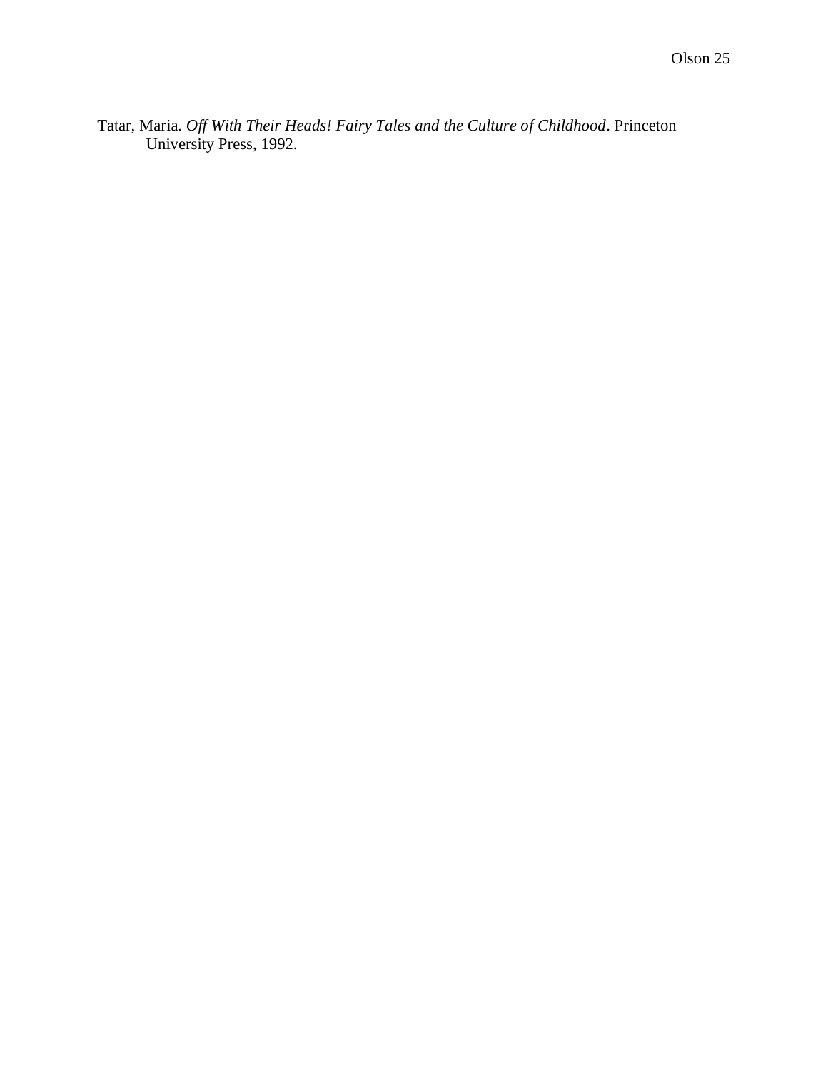Tatar, Maria. *Off With Their Heads! Fairy Tales and the Culture of Childhood*. Princeton University Press, 1992.